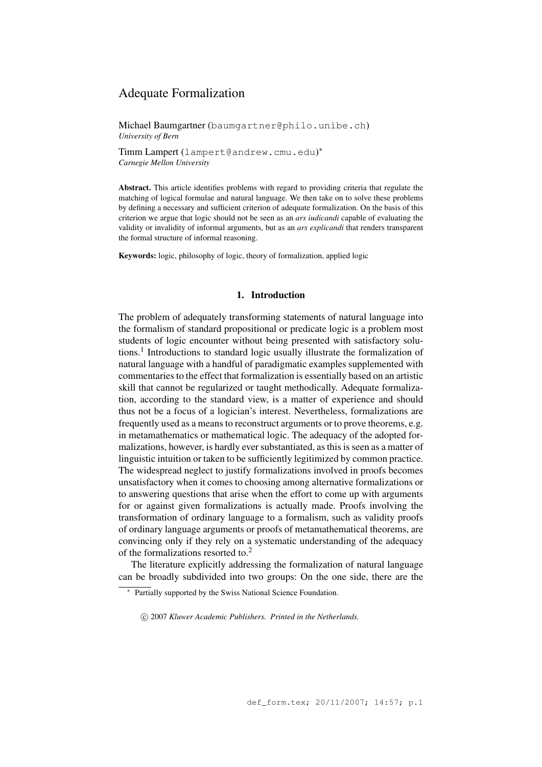# Adequate Formalization

Michael Baumgartner (baumgartner@philo.unibe.ch)
*University of Bern*

Timm Lampert (lampert@andrew.cmu.edu)*
*Carnegie Mellon University*

**Abstract.** This article identifies problems with regard to providing criteria that regulate the matching of logical formulae and natural language. We then take on to solve these problems by defining a necessary and sufficient criterion of adequate formalization. On the basis of this criterion we argue that logic should not be seen as an *ars iudicandi* capable of evaluating the validity or invalidity of informal arguments, but as an *ars explicandi* that renders transparent the formal structure of informal reasoning.

**Keywords:** logic, philosophy of logic, theory of formalization, applied logic

## 1. Introduction

The problem of adequately transforming statements of natural language into the formalism of standard propositional or predicate logic is a problem most students of logic encounter without being presented with satisfactory solutions.[1] Introductions to standard logic usually illustrate the formalization of natural language with a handful of paradigmatic examples supplemented with commentaries to the effect that formalization is essentially based on an artistic skill that cannot be regularized or taught methodically. Adequate formalization, according to the standard view, is a matter of experience and should thus not be a focus of a logician's interest. Nevertheless, formalizations are frequently used as a means to reconstruct arguments or to prove theorems, e.g. in metamathematics or mathematical logic. The adequacy of the adopted formalizations, however, is hardly ever substantiated, as this is seen as a matter of linguistic intuition or taken to be sufficiently legitimized by common practice. The widespread neglect to justify formalizations involved in proofs becomes unsatisfactory when it comes to choosing among alternative formalizations or to answering questions that arise when the effort to come up with arguments for or against given formalizations is actually made. Proofs involving the transformation of ordinary language to a formalism, such as validity proofs of ordinary language arguments or proofs of metamathematical theorems, are convincing only if they rely on a systematic understanding of the adequacy of the formalizations resorted to.[2]

The literature explicitly addressing the formalization of natural language can be broadly subdivided into two groups: On the one side, there are the

\* Partially supported by the Swiss National Science Foundation.

© 2007 *Kluwer Academic Publishers. Printed in the Netherlands.*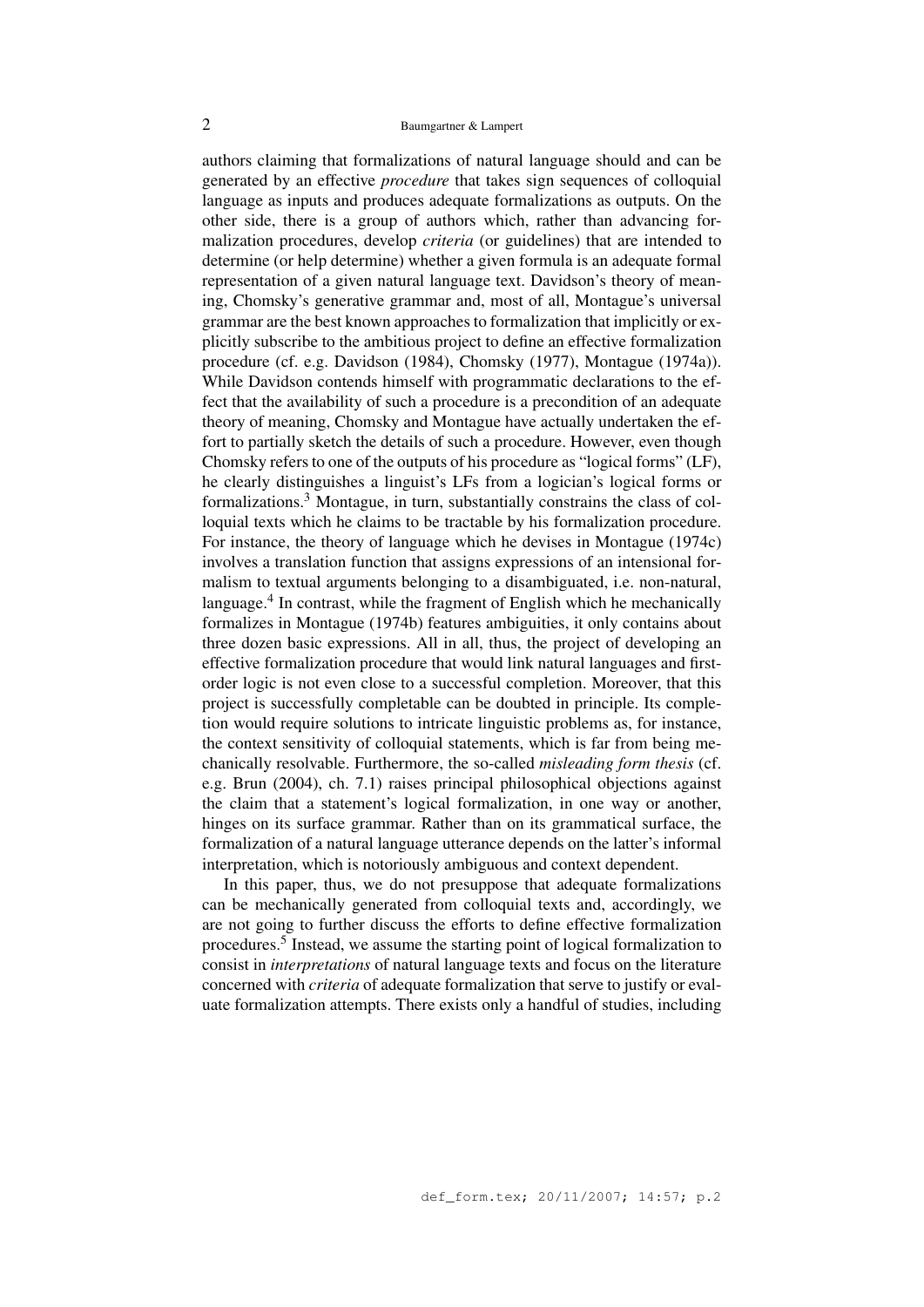authors claiming that formalizations of natural language should and can be generated by an effective *procedure* that takes sign sequences of colloquial language as inputs and produces adequate formalizations as outputs. On the other side, there is a group of authors which, rather than advancing formalization procedures, develop *criteria* (or guidelines) that are intended to determine (or help determine) whether a given formula is an adequate formal representation of a given natural language text. Davidson's theory of meaning, Chomsky's generative grammar and, most of all, Montague's universal grammar are the best known approaches to formalization that implicitly or explicitly subscribe to the ambitious project to define an effective formalization procedure (cf. e.g. Davidson (1984), Chomsky (1977), Montague (1974a)). While Davidson contends himself with programmatic declarations to the effect that the availability of such a procedure is a precondition of an adequate theory of meaning, Chomsky and Montague have actually undertaken the effort to partially sketch the details of such a procedure. However, even though Chomsky refers to one of the outputs of his procedure as "logical forms" (LF), he clearly distinguishes a linguist's LFs from a logician's logical forms or formalizations.[3] Montague, in turn, substantially constrains the class of colloquial texts which he claims to be tractable by his formalization procedure. For instance, the theory of language which he devises in Montague (1974c) involves a translation function that assigns expressions of an intensional formalism to textual arguments belonging to a disambiguated, i.e. non-natural, language.[4] In contrast, while the fragment of English which he mechanically formalizes in Montague (1974b) features ambiguities, it only contains about three dozen basic expressions. All in all, thus, the project of developing an effective formalization procedure that would link natural languages and first-order logic is not even close to a successful completion. Moreover, that this project is successfully completable can be doubted in principle. Its completion would require solutions to intricate linguistic problems as, for instance, the context sensitivity of colloquial statements, which is far from being mechanically resolvable. Furthermore, the so-called *misleading form thesis* (cf. e.g. Brun (2004), ch. 7.1) raises principal philosophical objections against the claim that a statement's logical formalization, in one way or another, hinges on its surface grammar. Rather than on its grammatical surface, the formalization of a natural language utterance depends on the latter's informal interpretation, which is notoriously ambiguous and context dependent.

In this paper, thus, we do not presuppose that adequate formalizations can be mechanically generated from colloquial texts and, accordingly, we are not going to further discuss the efforts to define effective formalization procedures.[5] Instead, we assume the starting point of logical formalization to consist in *interpretations* of natural language texts and focus on the literature concerned with *criteria* of adequate formalization that serve to justify or evaluate formalization attempts. There exists only a handful of studies, including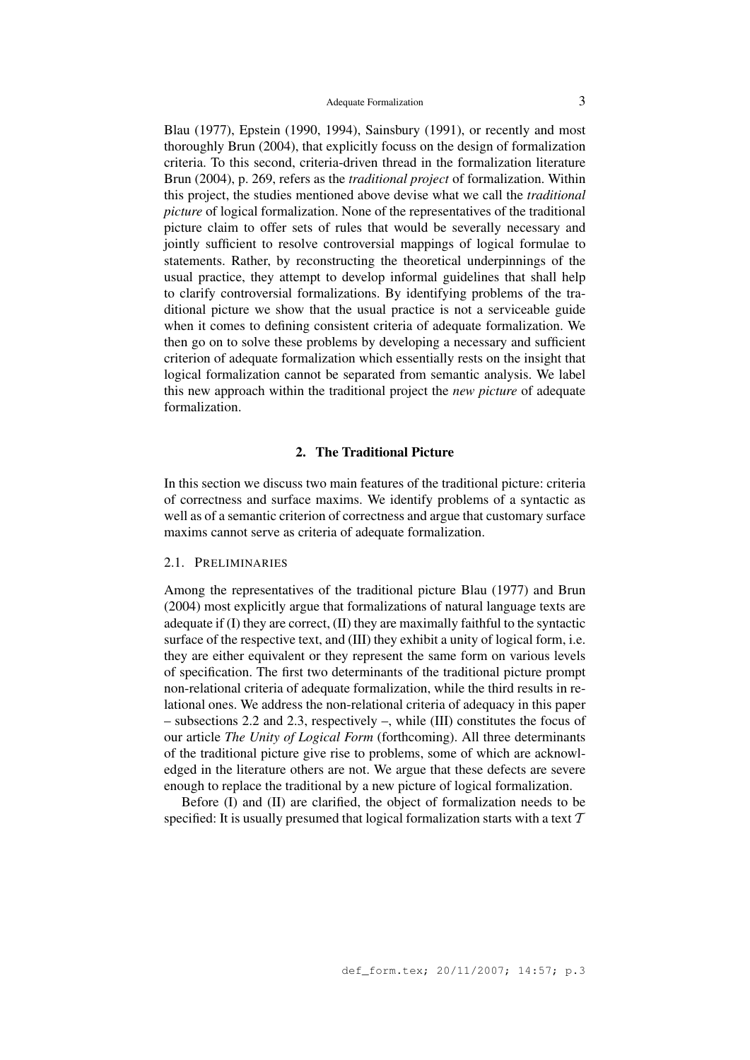Blau (1977), Epstein (1990, 1994), Sainsbury (1991), or recently and most thoroughly Brun (2004), that explicitly focuss on the design of formalization criteria. To this second, criteria-driven thread in the formalization literature Brun (2004), p. 269, refers as the *traditional project* of formalization. Within this project, the studies mentioned above devise what we call the *traditional picture* of logical formalization. None of the representatives of the traditional picture claim to offer sets of rules that would be severally necessary and jointly sufficient to resolve controversial mappings of logical formulae to statements. Rather, by reconstructing the theoretical underpinnings of the usual practice, they attempt to develop informal guidelines that shall help to clarify controversial formalizations. By identifying problems of the traditional picture we show that the usual practice is not a serviceable guide when it comes to defining consistent criteria of adequate formalization. We then go on to solve these problems by developing a necessary and sufficient criterion of adequate formalization which essentially rests on the insight that logical formalization cannot be separated from semantic analysis. We label this new approach within the traditional project the *new picture* of adequate formalization.

## 2. The Traditional Picture

In this section we discuss two main features of the traditional picture: criteria of correctness and surface maxims. We identify problems of a syntactic as well as of a semantic criterion of correctness and argue that customary surface maxims cannot serve as criteria of adequate formalization.

### 2.1. Preliminaries

Among the representatives of the traditional picture Blau (1977) and Brun (2004) most explicitly argue that formalizations of natural language texts are adequate if (I) they are correct, (II) they are maximally faithful to the syntactic surface of the respective text, and (III) they exhibit a unity of logical form, i.e. they are either equivalent or they represent the same form on various levels of specification. The first two determinants of the traditional picture prompt non-relational criteria of adequate formalization, while the third results in relational ones. We address the non-relational criteria of adequacy in this paper – subsections 2.2 and 2.3, respectively –, while (III) constitutes the focus of our article *The Unity of Logical Form* (forthcoming). All three determinants of the traditional picture give rise to problems, some of which are acknowledged in the literature others are not. We argue that these defects are severe enough to replace the traditional by a new picture of logical formalization.

Before (I) and (II) are clarified, the object of formalization needs to be specified: It is usually presumed that logical formalization starts with a text $\mathcal{T}$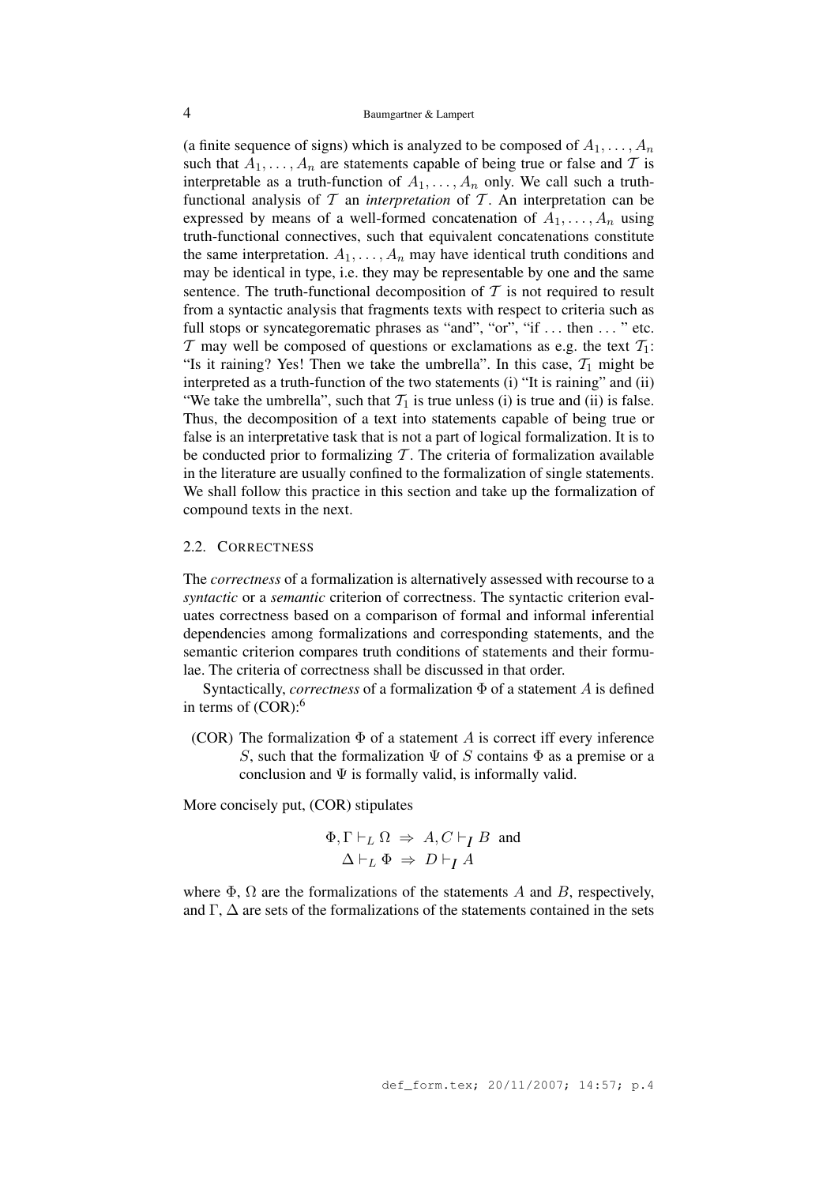(a finite sequence of signs) which is analyzed to be composed of $A_1, \ldots, A_n$ such that $A_1, \ldots, A_n$ are statements capable of being true or false and $\mathcal{T}$ is interpretable as a truth-function of $A_1, \ldots, A_n$ only. We call such a truth-functional analysis of $\mathcal{T}$ an *interpretation* of $\mathcal{T}$. An interpretation can be expressed by means of a well-formed concatenation of $A_1, \ldots, A_n$ using truth-functional connectives, such that equivalent concatenations constitute the same interpretation. $A_1, \ldots, A_n$ may have identical truth conditions and may be identical in type, i.e. they may be representable by one and the same sentence. The truth-functional decomposition of $\mathcal{T}$ is not required to result from a syntactic analysis that fragments texts with respect to criteria such as full stops or syncategorematic phrases as "and", "or", "if ... then ... " etc. $\mathcal{T}$ may well be composed of questions or exclamations as e.g. the text $\mathcal{T}_1$: "Is it raining? Yes! Then we take the umbrella". In this case, $\mathcal{T}_1$ might be interpreted as a truth-function of the two statements (i) "It is raining" and (ii) "We take the umbrella", such that $\mathcal{T}_1$ is true unless (i) is true and (ii) is false. Thus, the decomposition of a text into statements capable of being true or false is an interpretative task that is not a part of logical formalization. It is to be conducted prior to formalizing $\mathcal{T}$. The criteria of formalization available in the literature are usually confined to the formalization of single statements. We shall follow this practice in this section and take up the formalization of compound texts in the next.

### 2.2. Correctness

The *correctness* of a formalization is alternatively assessed with recourse to a *syntactic* or a *semantic* criterion of correctness. The syntactic criterion evaluates correctness based on a comparison of formal and informal inferential dependencies among formalizations and corresponding statements, and the semantic criterion compares truth conditions of statements and their formulae. The criteria of correctness shall be discussed in that order.

Syntactically, *correctness* of a formalization $\Phi$ of a statement $A$ is defined in terms of (COR):[6]

(COR) The formalization $\Phi$ of a statement $A$ is correct iff every inference $S$, such that the formalization $\Psi$ of $S$ contains $\Phi$ as a premise or a conclusion and $\Psi$ is formally valid, is informally valid.

More concisely put, (COR) stipulates

$$\Phi, \Gamma \vdash_L \Omega \;\Rightarrow\; A, C \vdash_I B \;\text{ and}$$
$$\Delta \vdash_L \Phi \;\Rightarrow\; D \vdash_I A$$

where $\Phi$, $\Omega$ are the formalizations of the statements $A$ and $B$, respectively, and $\Gamma$, $\Delta$ are sets of the formalizations of the statements contained in the sets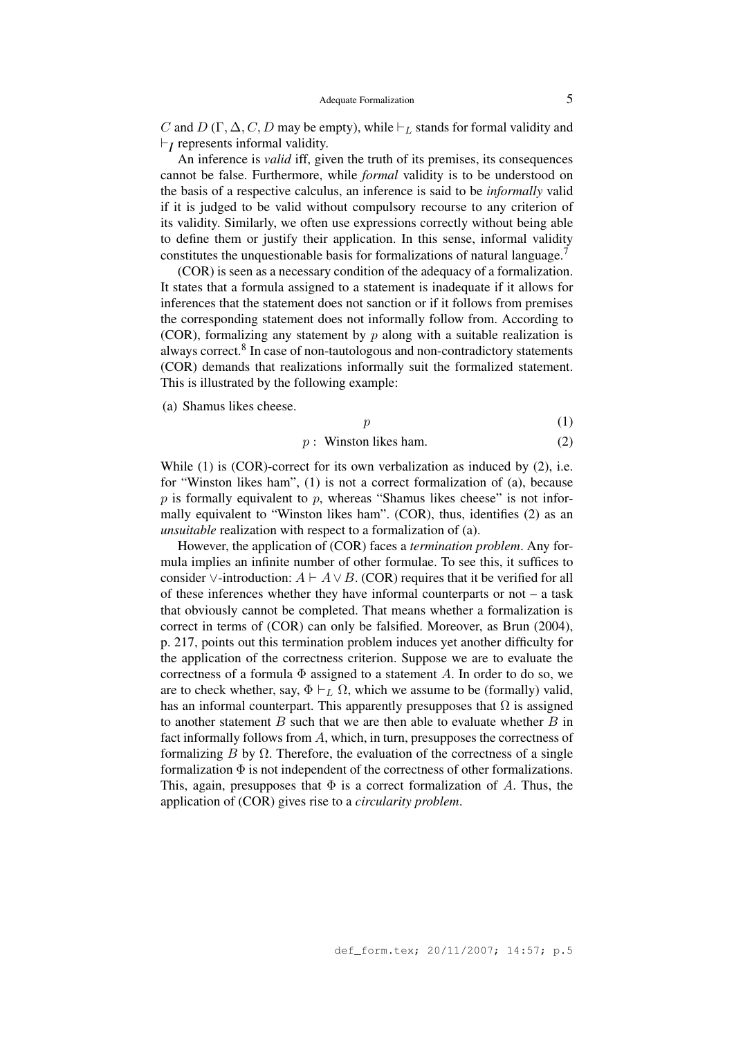$C$ and $D$ ($\Gamma, \Delta, C, D$ may be empty), while $\vdash_L$ stands for formal validity and $\vdash_I$ represents informal validity.

An inference is *valid* iff, given the truth of its premises, its consequences cannot be false. Furthermore, while *formal* validity is to be understood on the basis of a respective calculus, an inference is said to be *informally* valid if it is judged to be valid without compulsory recourse to any criterion of its validity. Similarly, we often use expressions correctly without being able to define them or justify their application. In this sense, informal validity constitutes the unquestionable basis for formalizations of natural language.[7]

(COR) is seen as a necessary condition of the adequacy of a formalization. It states that a formula assigned to a statement is inadequate if it allows for inferences that the statement does not sanction or if it follows from premises the corresponding statement does not informally follow from. According to (COR), formalizing any statement by $p$ along with a suitable realization is always correct.[8] In case of non-tautologous and non-contradictory statements (COR) demands that realizations informally suit the formalized statement. This is illustrated by the following example:

(a) Shamus likes cheese.

$$p \tag{1}$$

$$p: \text{ Winston likes ham.} \tag{2}$$

While (1) is (COR)-correct for its own verbalization as induced by (2), i.e. for "Winston likes ham", (1) is not a correct formalization of (a), because $p$ is formally equivalent to $p$, whereas "Shamus likes cheese" is not informally equivalent to "Winston likes ham". (COR), thus, identifies (2) as an *unsuitable* realization with respect to a formalization of (a).

However, the application of (COR) faces a *termination problem*. Any formula implies an infinite number of other formulae. To see this, it suffices to consider $\vee$-introduction: $A \vdash A \vee B$. (COR) requires that it be verified for all of these inferences whether they have informal counterparts or not – a task that obviously cannot be completed. That means whether a formalization is correct in terms of (COR) can only be falsified. Moreover, as Brun (2004), p. 217, points out this termination problem induces yet another difficulty for the application of the correctness criterion. Suppose we are to evaluate the correctness of a formula $\Phi$ assigned to a statement $A$. In order to do so, we are to check whether, say, $\Phi \vdash_L \Omega$, which we assume to be (formally) valid, has an informal counterpart. This apparently presupposes that $\Omega$ is assigned to another statement $B$ such that we are then able to evaluate whether $B$ in fact informally follows from $A$, which, in turn, presupposes the correctness of formalizing $B$ by $\Omega$. Therefore, the evaluation of the correctness of a single formalization $\Phi$ is not independent of the correctness of other formalizations. This, again, presupposes that $\Phi$ is a correct formalization of $A$. Thus, the application of (COR) gives rise to a *circularity problem*.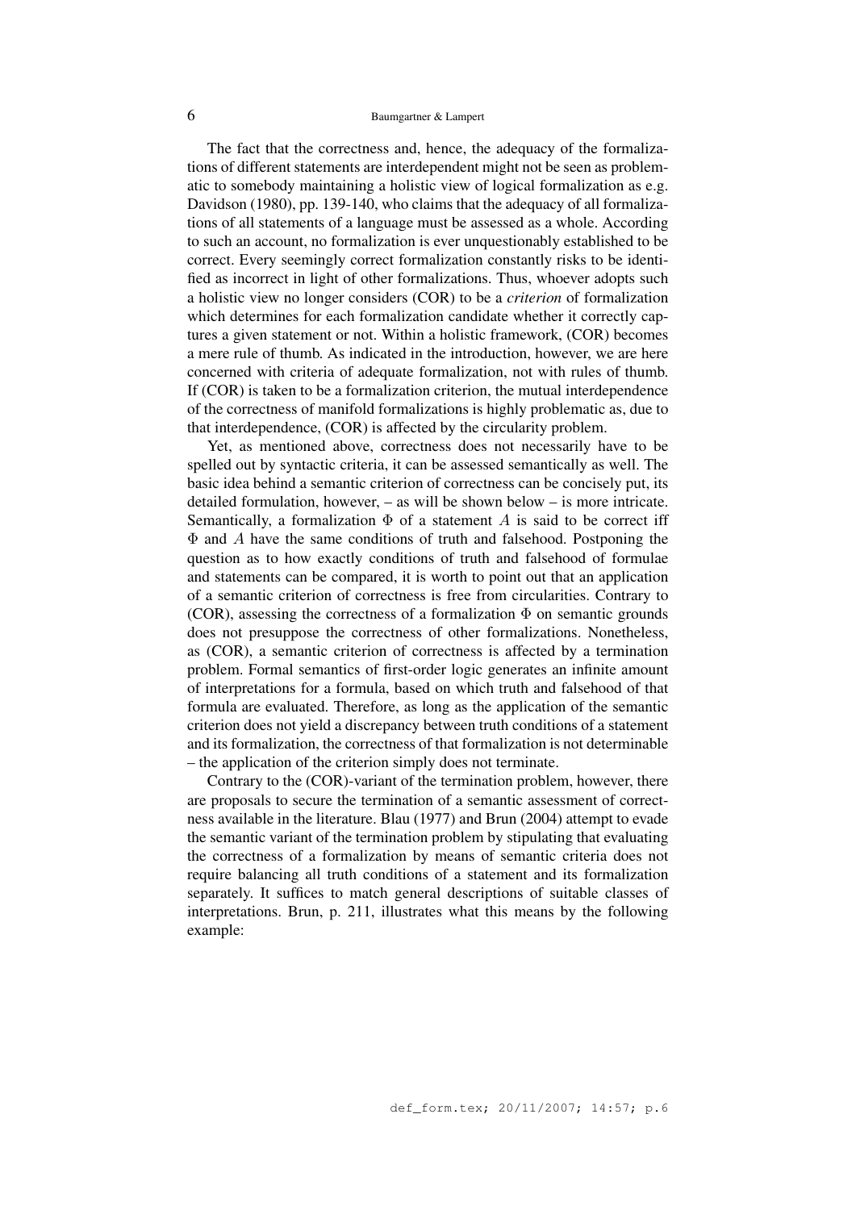The fact that the correctness and, hence, the adequacy of the formalizations of different statements are interdependent might not be seen as problematic to somebody maintaining a holistic view of logical formalization as e.g. Davidson (1980), pp. 139-140, who claims that the adequacy of all formalizations of all statements of a language must be assessed as a whole. According to such an account, no formalization is ever unquestionably established to be correct. Every seemingly correct formalization constantly risks to be identified as incorrect in light of other formalizations. Thus, whoever adopts such a holistic view no longer considers (COR) to be a *criterion* of formalization which determines for each formalization candidate whether it correctly captures a given statement or not. Within a holistic framework, (COR) becomes a mere rule of thumb. As indicated in the introduction, however, we are here concerned with criteria of adequate formalization, not with rules of thumb. If (COR) is taken to be a formalization criterion, the mutual interdependence of the correctness of manifold formalizations is highly problematic as, due to that interdependence, (COR) is affected by the circularity problem.

Yet, as mentioned above, correctness does not necessarily have to be spelled out by syntactic criteria, it can be assessed semantically as well. The basic idea behind a semantic criterion of correctness can be concisely put, its detailed formulation, however, – as will be shown below – is more intricate. Semantically, a formalization $\Phi$ of a statement $A$ is said to be correct iff $\Phi$ and $A$ have the same conditions of truth and falsehood. Postponing the question as to how exactly conditions of truth and falsehood of formulae and statements can be compared, it is worth to point out that an application of a semantic criterion of correctness is free from circularities. Contrary to (COR), assessing the correctness of a formalization $\Phi$ on semantic grounds does not presuppose the correctness of other formalizations. Nonetheless, as (COR), a semantic criterion of correctness is affected by a termination problem. Formal semantics of first-order logic generates an infinite amount of interpretations for a formula, based on which truth and falsehood of that formula are evaluated. Therefore, as long as the application of the semantic criterion does not yield a discrepancy between truth conditions of a statement and its formalization, the correctness of that formalization is not determinable – the application of the criterion simply does not terminate.

Contrary to the (COR)-variant of the termination problem, however, there are proposals to secure the termination of a semantic assessment of correctness available in the literature. Blau (1977) and Brun (2004) attempt to evade the semantic variant of the termination problem by stipulating that evaluating the correctness of a formalization by means of semantic criteria does not require balancing all truth conditions of a statement and its formalization separately. It suffices to match general descriptions of suitable classes of interpretations. Brun, p. 211, illustrates what this means by the following example: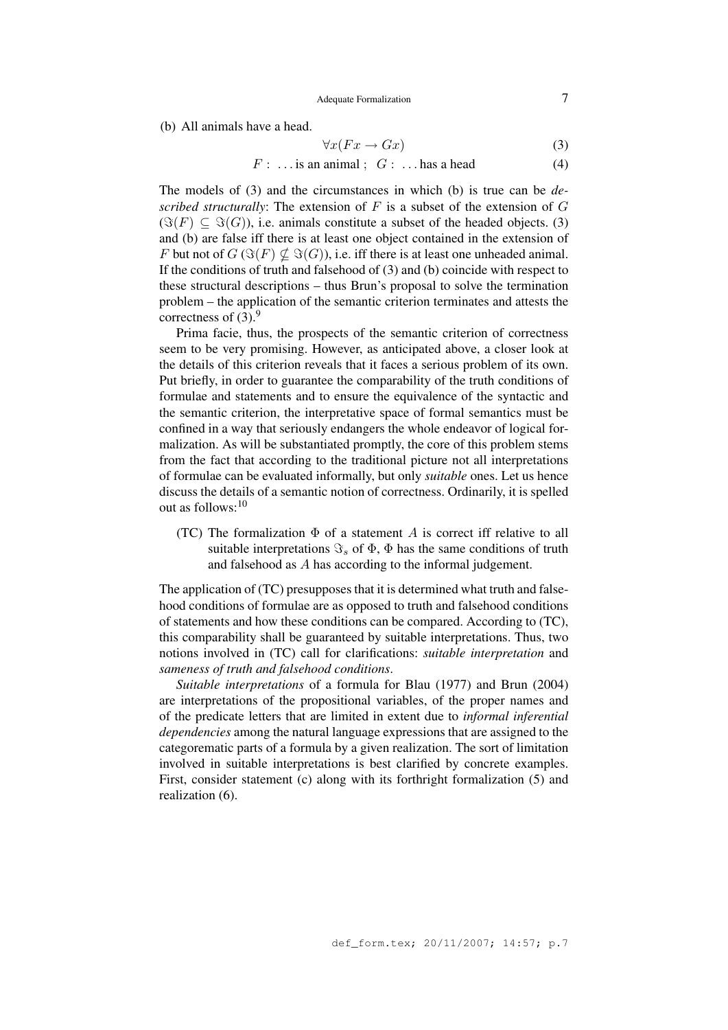(b) All animals have a head.

$$\forall x(Fx \rightarrow Gx) \tag{3}$$

$$F: \ \ldots \text{ is an animal} \ ; \ \ G: \ \ldots \text{ has a head} \tag{4}$$

The models of (3) and the circumstances in which (b) is true can be *described structurally*: The extension of $F$ is a subset of the extension of $G$ ($\Im(F) \subseteq \Im(G)$), i.e. animals constitute a subset of the headed objects. (3) and (b) are false iff there is at least one object contained in the extension of $F$ but not of $G$ ($\Im(F) \nsubseteq \Im(G)$), i.e. iff there is at least one unheaded animal. If the conditions of truth and falsehood of (3) and (b) coincide with respect to these structural descriptions – thus Brun's proposal to solve the termination problem – the application of the semantic criterion terminates and attests the correctness of (3).[9]

Prima facie, thus, the prospects of the semantic criterion of correctness seem to be very promising. However, as anticipated above, a closer look at the details of this criterion reveals that it faces a serious problem of its own. Put briefly, in order to guarantee the comparability of the truth conditions of formulae and statements and to ensure the equivalence of the syntactic and the semantic criterion, the interpretative space of formal semantics must be confined in a way that seriously endangers the whole endeavor of logical formalization. As will be substantiated promptly, the core of this problem stems from the fact that according to the traditional picture not all interpretations of formulae can be evaluated informally, but only *suitable* ones. Let us hence discuss the details of a semantic notion of correctness. Ordinarily, it is spelled out as follows:[10]

(TC) The formalization $\Phi$ of a statement $A$ is correct iff relative to all suitable interpretations $\Im_s$ of $\Phi$, $\Phi$ has the same conditions of truth and falsehood as $A$ has according to the informal judgement.

The application of (TC) presupposes that it is determined what truth and falsehood conditions of formulae are as opposed to truth and falsehood conditions of statements and how these conditions can be compared. According to (TC), this comparability shall be guaranteed by suitable interpretations. Thus, two notions involved in (TC) call for clarifications: *suitable interpretation* and *sameness of truth and falsehood conditions*.

*Suitable interpretations* of a formula for Blau (1977) and Brun (2004) are interpretations of the propositional variables, of the proper names and of the predicate letters that are limited in extent due to *informal inferential dependencies* among the natural language expressions that are assigned to the categorematic parts of a formula by a given realization. The sort of limitation involved in suitable interpretations is best clarified by concrete examples. First, consider statement (c) along with its forthright formalization (5) and realization (6).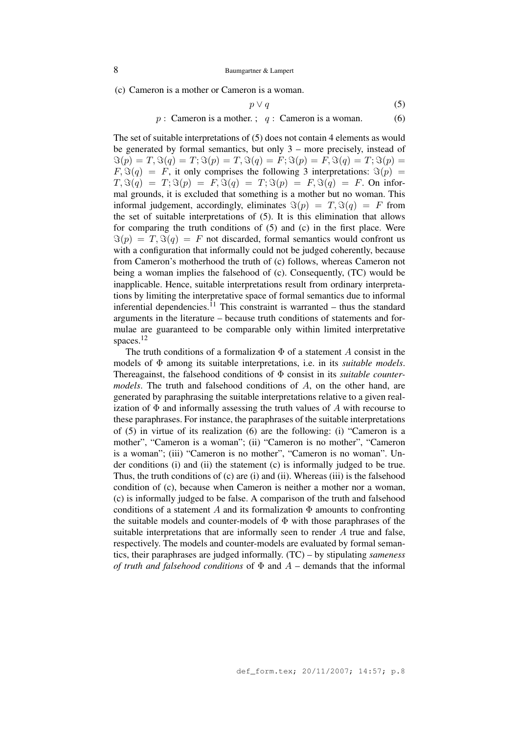(c) Cameron is a mother or Cameron is a woman.

$$p \vee q \tag{5}$$

$$p: \text{ Cameron is a mother.} \; ; \quad q: \text{ Cameron is a woman.} \tag{6}$$

The set of suitable interpretations of (5) does not contain 4 elements as would be generated by formal semantics, but only 3 – more precisely, instead of $\Im(p) = T, \Im(q) = T; \Im(p) = T, \Im(q) = F; \Im(p) = F, \Im(q) = T; \Im(p) = F, \Im(q) = F$, it only comprises the following 3 interpretations: $\Im(p) = T, \Im(q) = T; \Im(p) = F, \Im(q) = T; \Im(p) = F, \Im(q) = F$. On informal grounds, it is excluded that something is a mother but no woman. This informal judgement, accordingly, eliminates $\Im(p) = T, \Im(q) = F$ from the set of suitable interpretations of (5). It is this elimination that allows for comparing the truth conditions of (5) and (c) in the first place. Were $\Im(p) = T, \Im(q) = F$ not discarded, formal semantics would confront us with a configuration that informally could not be judged coherently, because from Cameron's motherhood the truth of (c) follows, whereas Cameron not being a woman implies the falsehood of (c). Consequently, (TC) would be inapplicable. Hence, suitable interpretations result from ordinary interpretations by limiting the interpretative space of formal semantics due to informal inferential dependencies.[11] This constraint is warranted – thus the standard arguments in the literature – because truth conditions of statements and formulae are guaranteed to be comparable only within limited interpretative spaces.[12]

The truth conditions of a formalization $\Phi$ of a statement $A$ consist in the models of $\Phi$ among its suitable interpretations, i.e. in its *suitable models*. Thereagainst, the falsehood conditions of $\Phi$ consist in its *suitable counter-models*. The truth and falsehood conditions of $A$, on the other hand, are generated by paraphrasing the suitable interpretations relative to a given realization of $\Phi$ and informally assessing the truth values of $A$ with recourse to these paraphrases. For instance, the paraphrases of the suitable interpretations of (5) in virtue of its realization (6) are the following: (i) "Cameron is a mother", "Cameron is a woman"; (ii) "Cameron is no mother", "Cameron is a woman"; (iii) "Cameron is no mother", "Cameron is no woman". Under conditions (i) and (ii) the statement (c) is informally judged to be true. Thus, the truth conditions of (c) are (i) and (ii). Whereas (iii) is the falsehood condition of (c), because when Cameron is neither a mother nor a woman, (c) is informally judged to be false. A comparison of the truth and falsehood conditions of a statement $A$ and its formalization $\Phi$ amounts to confronting the suitable models and counter-models of $\Phi$ with those paraphrases of the suitable interpretations that are informally seen to render $A$ true and false, respectively. The models and counter-models are evaluated by formal semantics, their paraphrases are judged informally. (TC) – by stipulating *sameness of truth and falsehood conditions* of $\Phi$ and $A$ – demands that the informal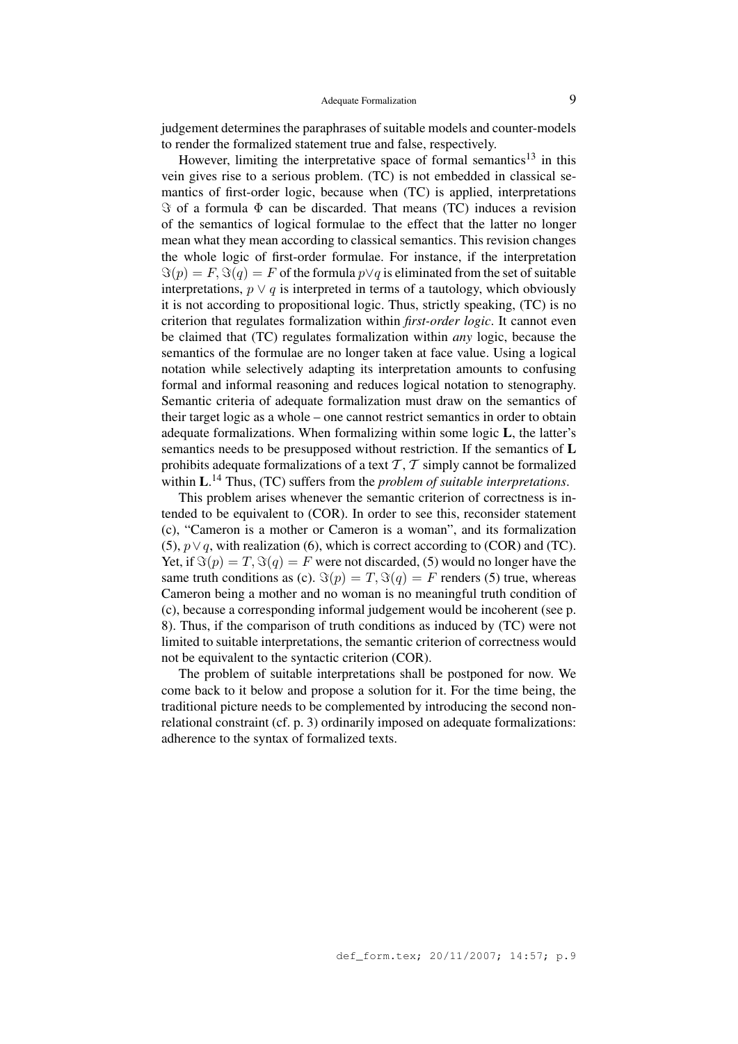judgement determines the paraphrases of suitable models and counter-models to render the formalized statement true and false, respectively.

However, limiting the interpretative space of formal semantics[13] in this vein gives rise to a serious problem. (TC) is not embedded in classical semantics of first-order logic, because when (TC) is applied, interpretations $\Im$ of a formula $\Phi$ can be discarded. That means (TC) induces a revision of the semantics of logical formulae to the effect that the latter no longer mean what they mean according to classical semantics. This revision changes the whole logic of first-order formulae. For instance, if the interpretation $\Im(p) = F, \Im(q) = F$ of the formula $p \vee q$ is eliminated from the set of suitable interpretations, $p \vee q$ is interpreted in terms of a tautology, which obviously it is not according to propositional logic. Thus, strictly speaking, (TC) is no criterion that regulates formalization within *first-order logic*. It cannot even be claimed that (TC) regulates formalization within *any* logic, because the semantics of the formulae are no longer taken at face value. Using a logical notation while selectively adapting its interpretation amounts to confusing formal and informal reasoning and reduces logical notation to stenography. Semantic criteria of adequate formalization must draw on the semantics of their target logic as a whole – one cannot restrict semantics in order to obtain adequate formalizations. When formalizing within some logic **L**, the latter's semantics needs to be presupposed without restriction. If the semantics of **L** prohibits adequate formalizations of a text $\mathcal{T}$, $\mathcal{T}$ simply cannot be formalized within **L**.[14] Thus, (TC) suffers from the *problem of suitable interpretations*.

This problem arises whenever the semantic criterion of correctness is intended to be equivalent to (COR). In order to see this, reconsider statement (c), "Cameron is a mother or Cameron is a woman", and its formalization (5), $p \vee q$, with realization (6), which is correct according to (COR) and (TC). Yet, if $\Im(p) = T, \Im(q) = F$ were not discarded, (5) would no longer have the same truth conditions as (c). $\Im(p) = T, \Im(q) = F$ renders (5) true, whereas Cameron being a mother and no woman is no meaningful truth condition of (c), because a corresponding informal judgement would be incoherent (see p. 8). Thus, if the comparison of truth conditions as induced by (TC) were not limited to suitable interpretations, the semantic criterion of correctness would not be equivalent to the syntactic criterion (COR).

The problem of suitable interpretations shall be postponed for now. We come back to it below and propose a solution for it. For the time being, the traditional picture needs to be complemented by introducing the second non-relational constraint (cf. p. 3) ordinarily imposed on adequate formalizations: adherence to the syntax of formalized texts.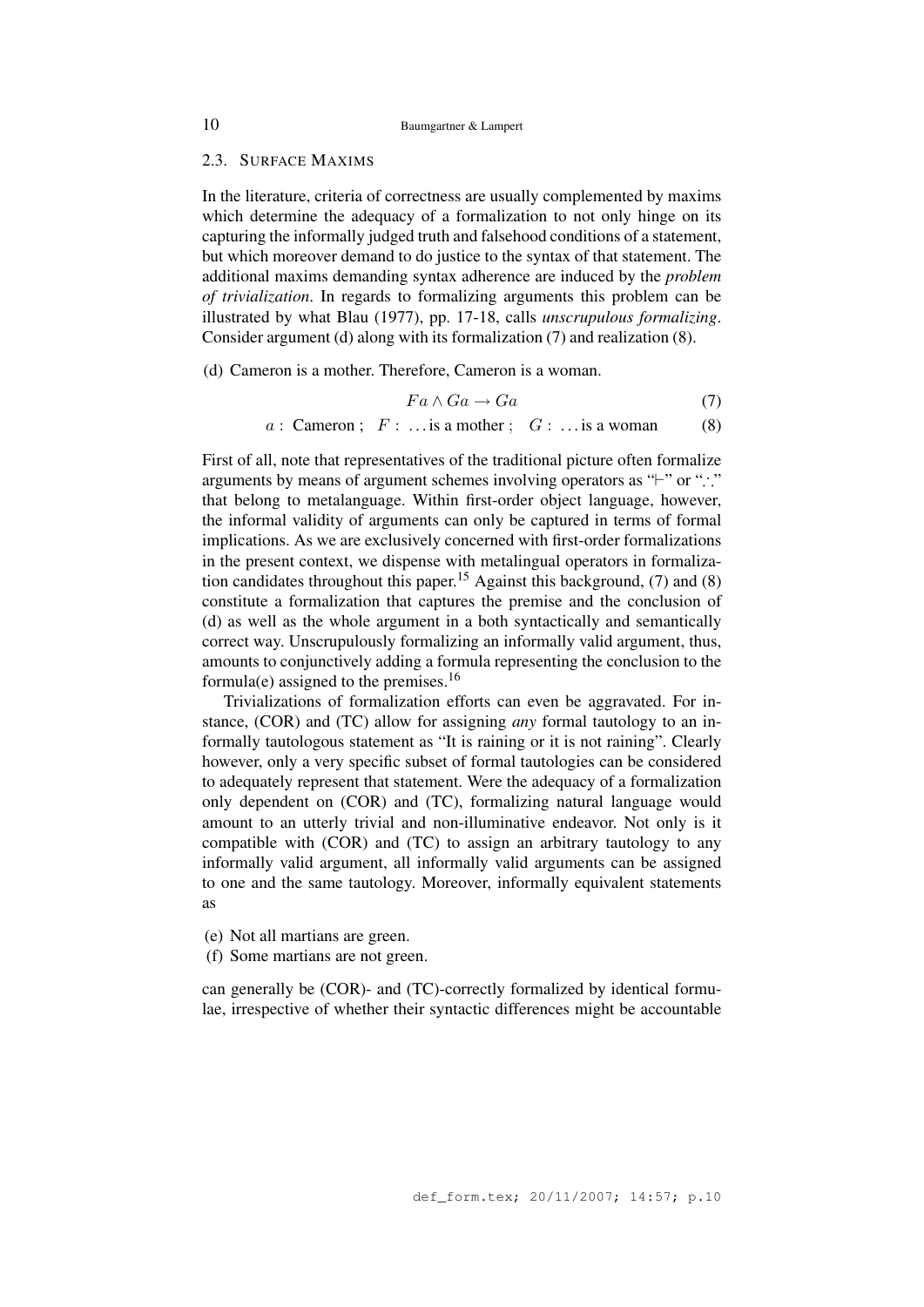### 2.3. Surface Maxims

In the literature, criteria of correctness are usually complemented by maxims which determine the adequacy of a formalization to not only hinge on its capturing the informally judged truth and falsehood conditions of a statement, but which moreover demand to do justice to the syntax of that statement. The additional maxims demanding syntax adherence are induced by the *problem of trivialization*. In regards to formalizing arguments this problem can be illustrated by what Blau (1977), pp. 17-18, calls *unscrupulous formalizing*. Consider argument (d) along with its formalization (7) and realization (8).

(d) Cameron is a mother. Therefore, Cameron is a woman.

$$Fa \wedge Ga \rightarrow Ga \tag{7}$$

$$a: \text{ Cameron} ; \quad F: \ \ldots \text{is a mother} ; \quad G: \ \ldots \text{is a woman} \tag{8}$$

First of all, note that representatives of the traditional picture often formalize arguments by means of argument schemes involving operators as "$\vdash$" or "$\therefore$" that belong to metalanguage. Within first-order object language, however, the informal validity of arguments can only be captured in terms of formal implications. As we are exclusively concerned with first-order formalizations in the present context, we dispense with metalingual operators in formalization candidates throughout this paper.[15] Against this background, (7) and (8) constitute a formalization that captures the premise and the conclusion of (d) as well as the whole argument in a both syntactically and semantically correct way. Unscrupulously formalizing an informally valid argument, thus, amounts to conjunctively adding a formula representing the conclusion to the formula(e) assigned to the premises.[16]

Trivializations of formalization efforts can even be aggravated. For instance, (COR) and (TC) allow for assigning *any* formal tautology to an informally tautologous statement as "It is raining or it is not raining". Clearly however, only a very specific subset of formal tautologies can be considered to adequately represent that statement. Were the adequacy of a formalization only dependent on (COR) and (TC), formalizing natural language would amount to an utterly trivial and non-illuminative endeavor. Not only is it compatible with (COR) and (TC) to assign an arbitrary tautology to any informally valid argument, all informally valid arguments can be assigned to one and the same tautology. Moreover, informally equivalent statements as

(e) Not all martians are green.

(f) Some martians are not green.

can generally be (COR)- and (TC)-correctly formalized by identical formulae, irrespective of whether their syntactic differences might be accountable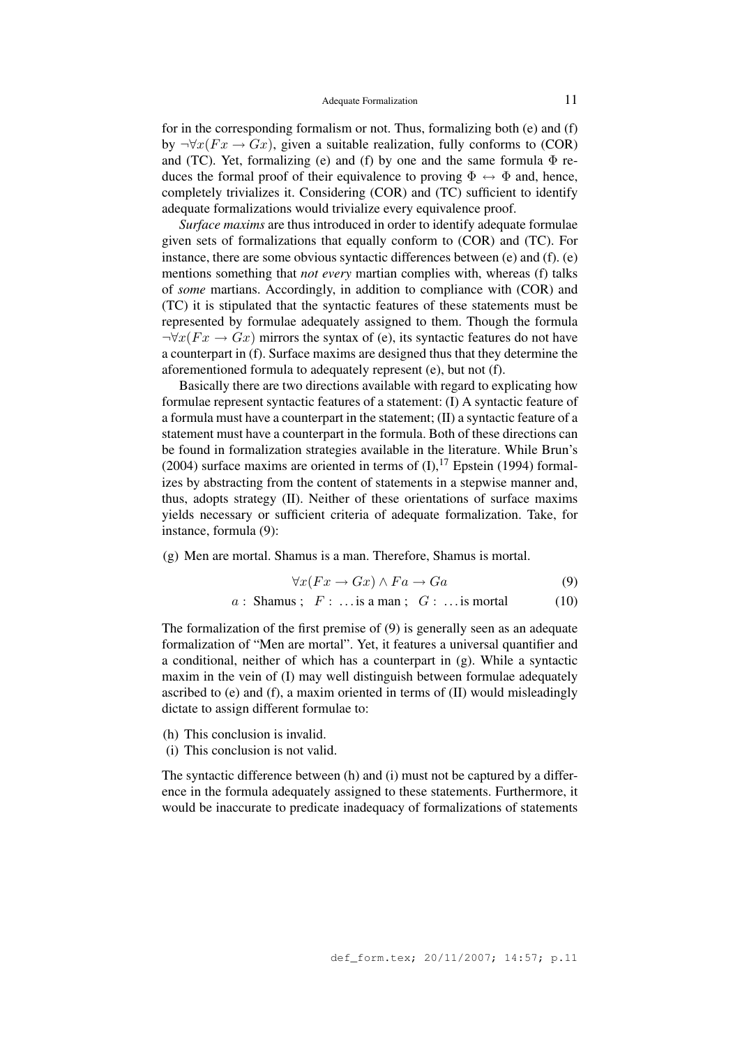for in the corresponding formalism or not. Thus, formalizing both (e) and (f) by $\neg\forall x(Fx \rightarrow Gx)$, given a suitable realization, fully conforms to (COR) and (TC). Yet, formalizing (e) and (f) by one and the same formula $\Phi$ reduces the formal proof of their equivalence to proving $\Phi \leftrightarrow \Phi$ and, hence, completely trivializes it. Considering (COR) and (TC) sufficient to identify adequate formalizations would trivialize every equivalence proof.

*Surface maxims* are thus introduced in order to identify adequate formulae given sets of formalizations that equally conform to (COR) and (TC). For instance, there are some obvious syntactic differences between (e) and (f). (e) mentions something that *not every* martian complies with, whereas (f) talks of *some* martians. Accordingly, in addition to compliance with (COR) and (TC) it is stipulated that the syntactic features of these statements must be represented by formulae adequately assigned to them. Though the formula $\neg\forall x(Fx \rightarrow Gx)$ mirrors the syntax of (e), its syntactic features do not have a counterpart in (f). Surface maxims are designed thus that they determine the aforementioned formula to adequately represent (e), but not (f).

Basically there are two directions available with regard to explicating how formulae represent syntactic features of a statement: (I) A syntactic feature of a formula must have a counterpart in the statement; (II) a syntactic feature of a statement must have a counterpart in the formula. Both of these directions can be found in formalization strategies available in the literature. While Brun's (2004) surface maxims are oriented in terms of (I),[17] Epstein (1994) formalizes by abstracting from the content of statements in a stepwise manner and, thus, adopts strategy (II). Neither of these orientations of surface maxims yields necessary or sufficient criteria of adequate formalization. Take, for instance, formula (9):

(g) Men are mortal. Shamus is a man. Therefore, Shamus is mortal.

$$\forall x(Fx \rightarrow Gx) \wedge Fa \rightarrow Ga \tag{9}$$

$$a: \text{ Shamus} \; ; \quad F: \; \ldots \text{is a man} \; ; \quad G: \; \ldots \text{is mortal} \tag{10}$$

The formalization of the first premise of (9) is generally seen as an adequate formalization of "Men are mortal". Yet, it features a universal quantifier and a conditional, neither of which has a counterpart in (g). While a syntactic maxim in the vein of (I) may well distinguish between formulae adequately ascribed to (e) and (f), a maxim oriented in terms of (II) would misleadingly dictate to assign different formulae to:

(h) This conclusion is invalid.
(i) This conclusion is not valid.

The syntactic difference between (h) and (i) must not be captured by a difference in the formula adequately assigned to these statements. Furthermore, it would be inaccurate to predicate inadequacy of formalizations of statements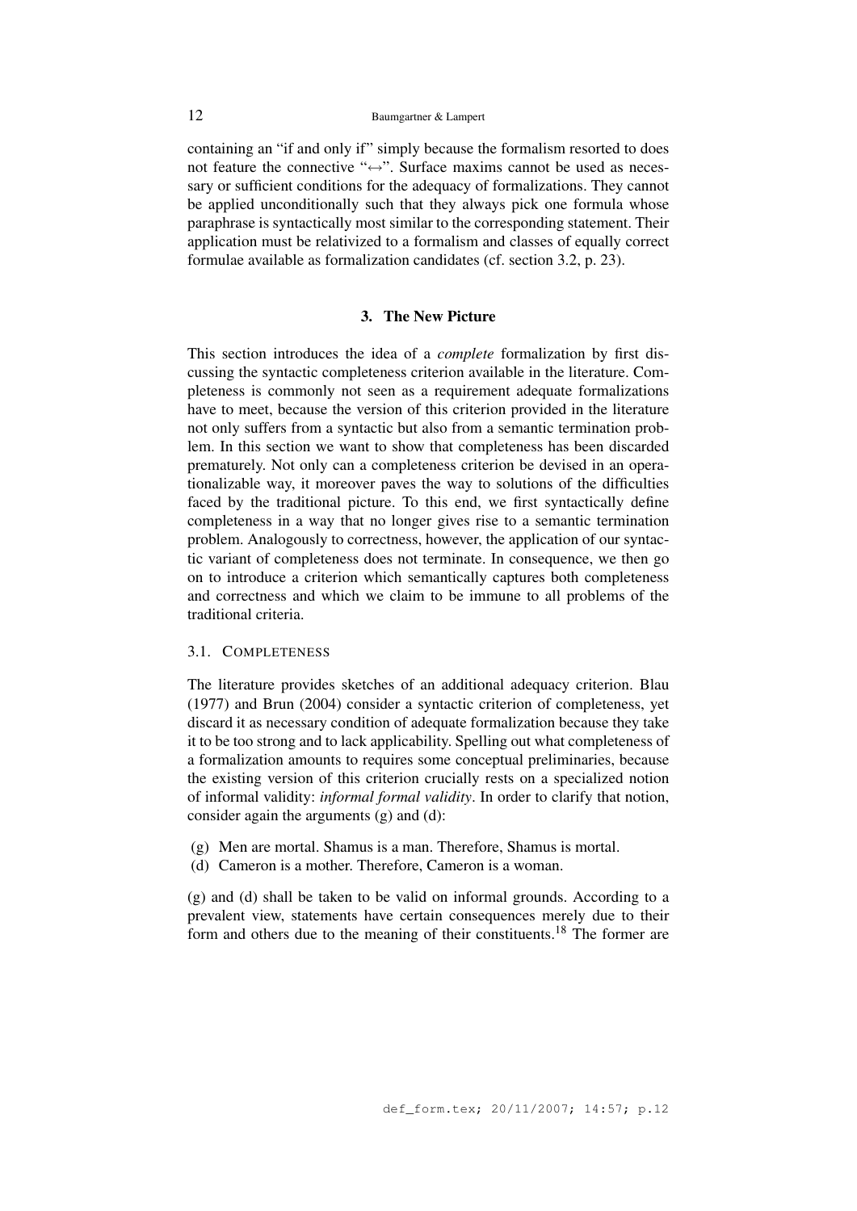containing an "if and only if" simply because the formalism resorted to does not feature the connective "↔". Surface maxims cannot be used as necessary or sufficient conditions for the adequacy of formalizations. They cannot be applied unconditionally such that they always pick one formula whose paraphrase is syntactically most similar to the corresponding statement. Their application must be relativized to a formalism and classes of equally correct formulae available as formalization candidates (cf. section 3.2, p. 23).

## 3. The New Picture

This section introduces the idea of a *complete* formalization by first discussing the syntactic completeness criterion available in the literature. Completeness is commonly not seen as a requirement adequate formalizations have to meet, because the version of this criterion provided in the literature not only suffers from a syntactic but also from a semantic termination problem. In this section we want to show that completeness has been discarded prematurely. Not only can a completeness criterion be devised in an operationalizable way, it moreover paves the way to solutions of the difficulties faced by the traditional picture. To this end, we first syntactically define completeness in a way that no longer gives rise to a semantic termination problem. Analogously to correctness, however, the application of our syntactic variant of completeness does not terminate. In consequence, we then go on to introduce a criterion which semantically captures both completeness and correctness and which we claim to be immune to all problems of the traditional criteria.

### 3.1. Completeness

The literature provides sketches of an additional adequacy criterion. Blau (1977) and Brun (2004) consider a syntactic criterion of completeness, yet discard it as necessary condition of adequate formalization because they take it to be too strong and to lack applicability. Spelling out what completeness of a formalization amounts to requires some conceptual preliminaries, because the existing version of this criterion crucially rests on a specialized notion of informal validity: *informal formal validity*. In order to clarify that notion, consider again the arguments (g) and (d):

(g) Men are mortal. Shamus is a man. Therefore, Shamus is mortal.
(d) Cameron is a mother. Therefore, Cameron is a woman.

(g) and (d) shall be taken to be valid on informal grounds. According to a prevalent view, statements have certain consequences merely due to their form and others due to the meaning of their constituents.[18] The former are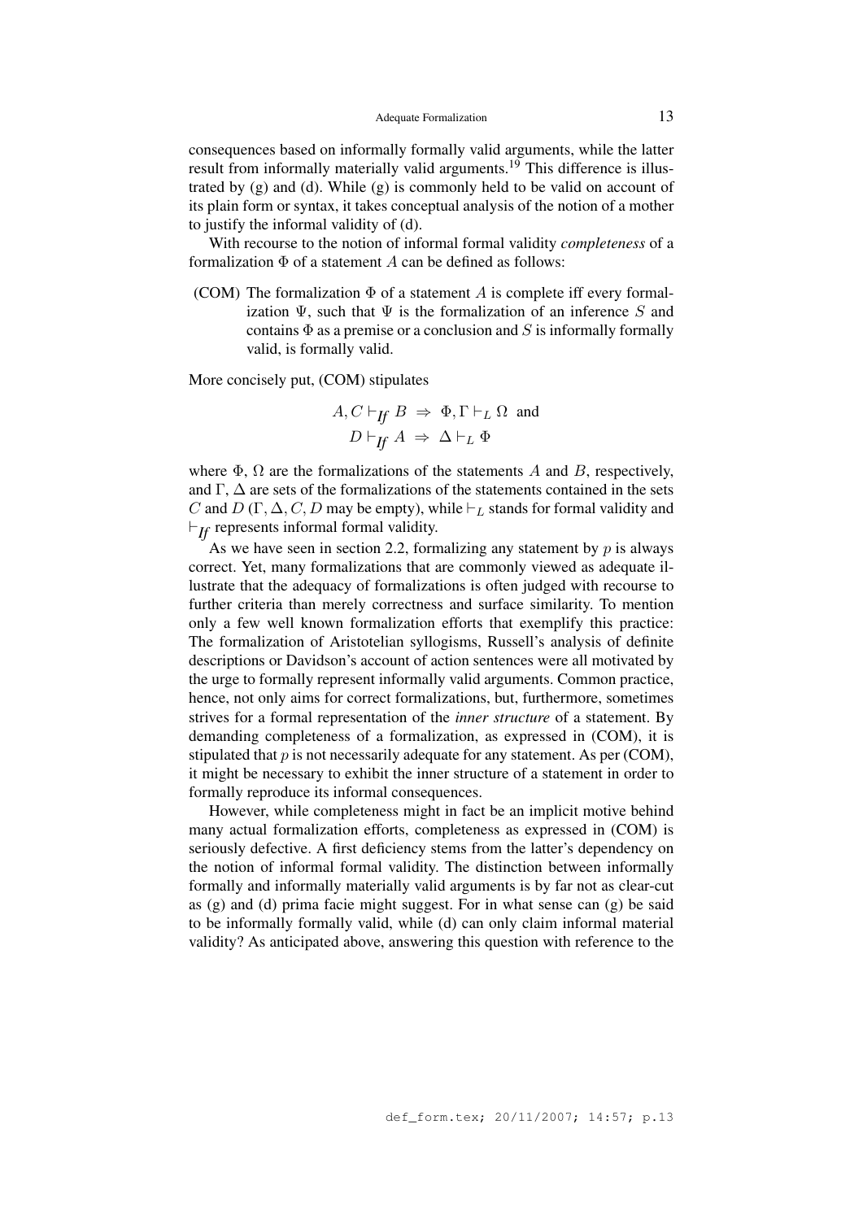consequences based on informally formally valid arguments, while the latter result from informally materially valid arguments.[19] This difference is illustrated by (g) and (d). While (g) is commonly held to be valid on account of its plain form or syntax, it takes conceptual analysis of the notion of a mother to justify the informal validity of (d).

With recourse to the notion of informal formal validity *completeness* of a formalization $\Phi$ of a statement $A$ can be defined as follows:

(COM) The formalization $\Phi$ of a statement $A$ is complete iff every formalization $\Psi$, such that $\Psi$ is the formalization of an inference $S$ and contains $\Phi$ as a premise or a conclusion and $S$ is informally formally valid, is formally valid.

More concisely put, (COM) stipulates

$$A, C \vdash_{If} B \;\Rightarrow\; \Phi, \Gamma \vdash_L \Omega \;\text{ and}$$
$$D \vdash_{If} A \;\Rightarrow\; \Delta \vdash_L \Phi$$

where $\Phi$, $\Omega$ are the formalizations of the statements $A$ and $B$, respectively, and $\Gamma$, $\Delta$ are sets of the formalizations of the statements contained in the sets $C$ and $D$ ($\Gamma, \Delta, C, D$ may be empty), while $\vdash_L$ stands for formal validity and $\vdash_{If}$ represents informal formal validity.

As we have seen in section 2.2, formalizing any statement by $p$ is always correct. Yet, many formalizations that are commonly viewed as adequate illustrate that the adequacy of formalizations is often judged with recourse to further criteria than merely correctness and surface similarity. To mention only a few well known formalization efforts that exemplify this practice: The formalization of Aristotelian syllogisms, Russell's analysis of definite descriptions or Davidson's account of action sentences were all motivated by the urge to formally represent informally valid arguments. Common practice, hence, not only aims for correct formalizations, but, furthermore, sometimes strives for a formal representation of the *inner structure* of a statement. By demanding completeness of a formalization, as expressed in (COM), it is stipulated that $p$ is not necessarily adequate for any statement. As per (COM), it might be necessary to exhibit the inner structure of a statement in order to formally reproduce its informal consequences.

However, while completeness might in fact be an implicit motive behind many actual formalization efforts, completeness as expressed in (COM) is seriously defective. A first deficiency stems from the latter's dependency on the notion of informal formal validity. The distinction between informally formally and informally materially valid arguments is by far not as clear-cut as (g) and (d) prima facie might suggest. For in what sense can (g) be said to be informally formally valid, while (d) can only claim informal material validity? As anticipated above, answering this question with reference to the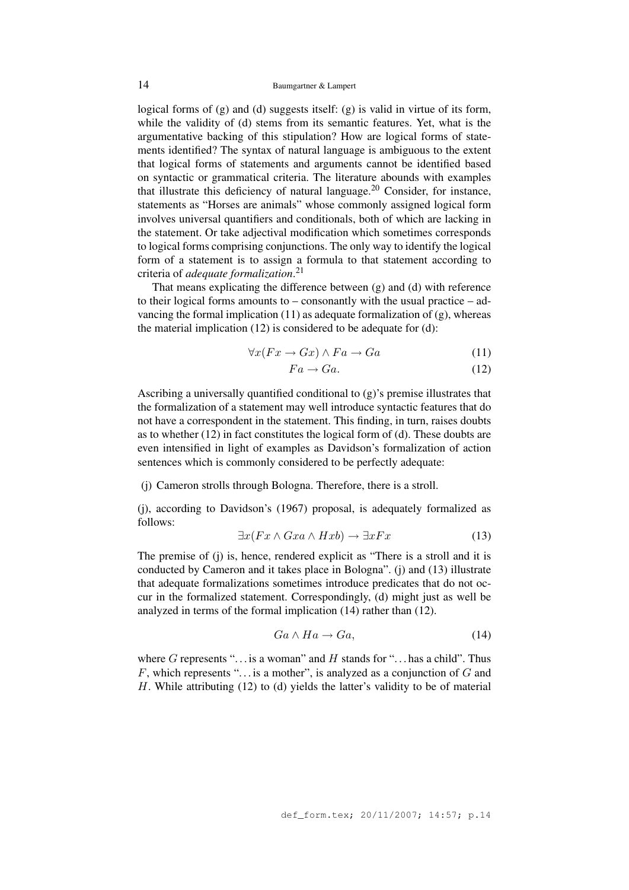logical forms of (g) and (d) suggests itself: (g) is valid in virtue of its form, while the validity of (d) stems from its semantic features. Yet, what is the argumentative backing of this stipulation? How are logical forms of statements identified? The syntax of natural language is ambiguous to the extent that logical forms of statements and arguments cannot be identified based on syntactic or grammatical criteria. The literature abounds with examples that illustrate this deficiency of natural language.[20] Consider, for instance, statements as "Horses are animals" whose commonly assigned logical form involves universal quantifiers and conditionals, both of which are lacking in the statement. Or take adjectival modification which sometimes corresponds to logical forms comprising conjunctions. The only way to identify the logical form of a statement is to assign a formula to that statement according to criteria of *adequate formalization*.[21]

That means explicating the difference between (g) and (d) with reference to their logical forms amounts to – consonantly with the usual practice – advancing the formal implication (11) as adequate formalization of (g), whereas the material implication (12) is considered to be adequate for (d):

$$\forall x(Fx \rightarrow Gx) \wedge Fa \rightarrow Ga \tag{11}$$

$$Fa \rightarrow Ga. \tag{12}$$

Ascribing a universally quantified conditional to (g)'s premise illustrates that the formalization of a statement may well introduce syntactic features that do not have a correspondent in the statement. This finding, in turn, raises doubts as to whether (12) in fact constitutes the logical form of (d). These doubts are even intensified in light of examples as Davidson's formalization of action sentences which is commonly considered to be perfectly adequate:

(j) Cameron strolls through Bologna. Therefore, there is a stroll.

(j), according to Davidson's (1967) proposal, is adequately formalized as follows:

$$\exists x(Fx \wedge Gxa \wedge Hxb) \rightarrow \exists x Fx \tag{13}$$

The premise of (j) is, hence, rendered explicit as "There is a stroll and it is conducted by Cameron and it takes place in Bologna". (j) and (13) illustrate that adequate formalizations sometimes introduce predicates that do not occur in the formalized statement. Correspondingly, (d) might just as well be analyzed in terms of the formal implication (14) rather than (12).

$$Ga \wedge Ha \rightarrow Ga, \tag{14}$$

where $G$ represents "... is a woman" and $H$ stands for "... has a child". Thus $F$, which represents "... is a mother", is analyzed as a conjunction of $G$ and $H$. While attributing (12) to (d) yields the latter's validity to be of material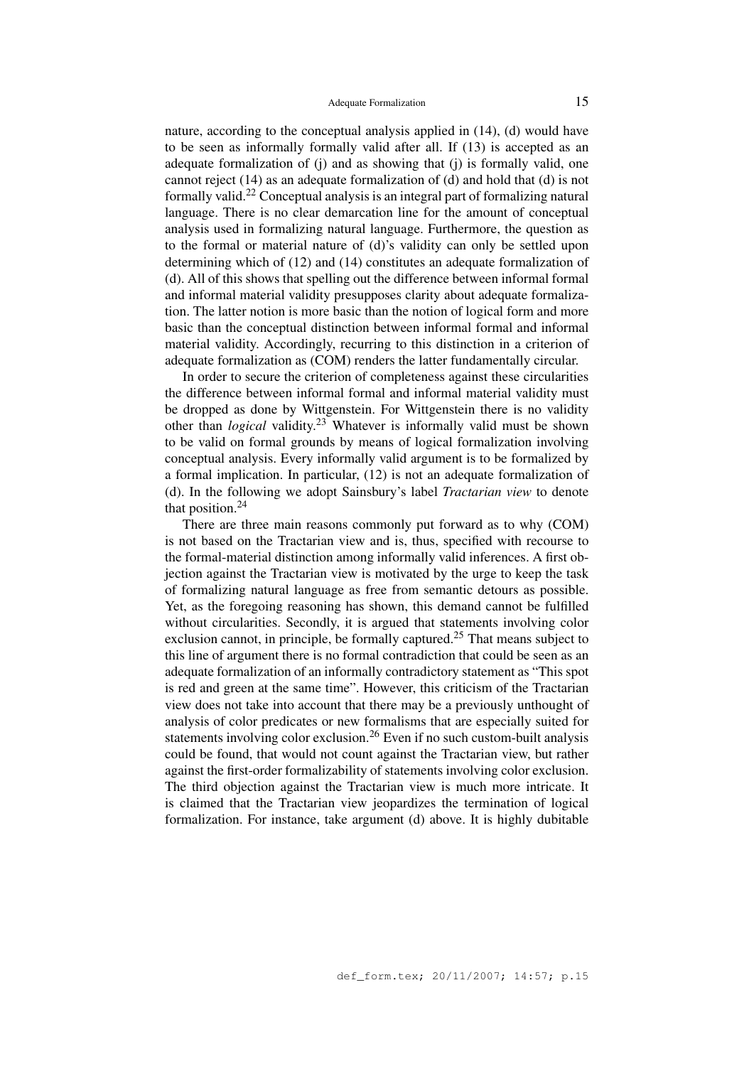nature, according to the conceptual analysis applied in (14), (d) would have to be seen as informally formally valid after all. If (13) is accepted as an adequate formalization of (j) and as showing that (j) is formally valid, one cannot reject (14) as an adequate formalization of (d) and hold that (d) is not formally valid.[22] Conceptual analysis is an integral part of formalizing natural language. There is no clear demarcation line for the amount of conceptual analysis used in formalizing natural language. Furthermore, the question as to the formal or material nature of (d)'s validity can only be settled upon determining which of (12) and (14) constitutes an adequate formalization of (d). All of this shows that spelling out the difference between informal formal and informal material validity presupposes clarity about adequate formalization. The latter notion is more basic than the notion of logical form and more basic than the conceptual distinction between informal formal and informal material validity. Accordingly, recurring to this distinction in a criterion of adequate formalization as (COM) renders the latter fundamentally circular.

In order to secure the criterion of completeness against these circularities the difference between informal formal and informal material validity must be dropped as done by Wittgenstein. For Wittgenstein there is no validity other than *logical* validity.[23] Whatever is informally valid must be shown to be valid on formal grounds by means of logical formalization involving conceptual analysis. Every informally valid argument is to be formalized by a formal implication. In particular, (12) is not an adequate formalization of (d). In the following we adopt Sainsbury's label *Tractarian view* to denote that position.[24]

There are three main reasons commonly put forward as to why (COM) is not based on the Tractarian view and is, thus, specified with recourse to the formal-material distinction among informally valid inferences. A first objection against the Tractarian view is motivated by the urge to keep the task of formalizing natural language as free from semantic detours as possible. Yet, as the foregoing reasoning has shown, this demand cannot be fulfilled without circularities. Secondly, it is argued that statements involving color exclusion cannot, in principle, be formally captured.[25] That means subject to this line of argument there is no formal contradiction that could be seen as an adequate formalization of an informally contradictory statement as "This spot is red and green at the same time". However, this criticism of the Tractarian view does not take into account that there may be a previously unthought of analysis of color predicates or new formalisms that are especially suited for statements involving color exclusion.[26] Even if no such custom-built analysis could be found, that would not count against the Tractarian view, but rather against the first-order formalizability of statements involving color exclusion. The third objection against the Tractarian view is much more intricate. It is claimed that the Tractarian view jeopardizes the termination of logical formalization. For instance, take argument (d) above. It is highly dubitable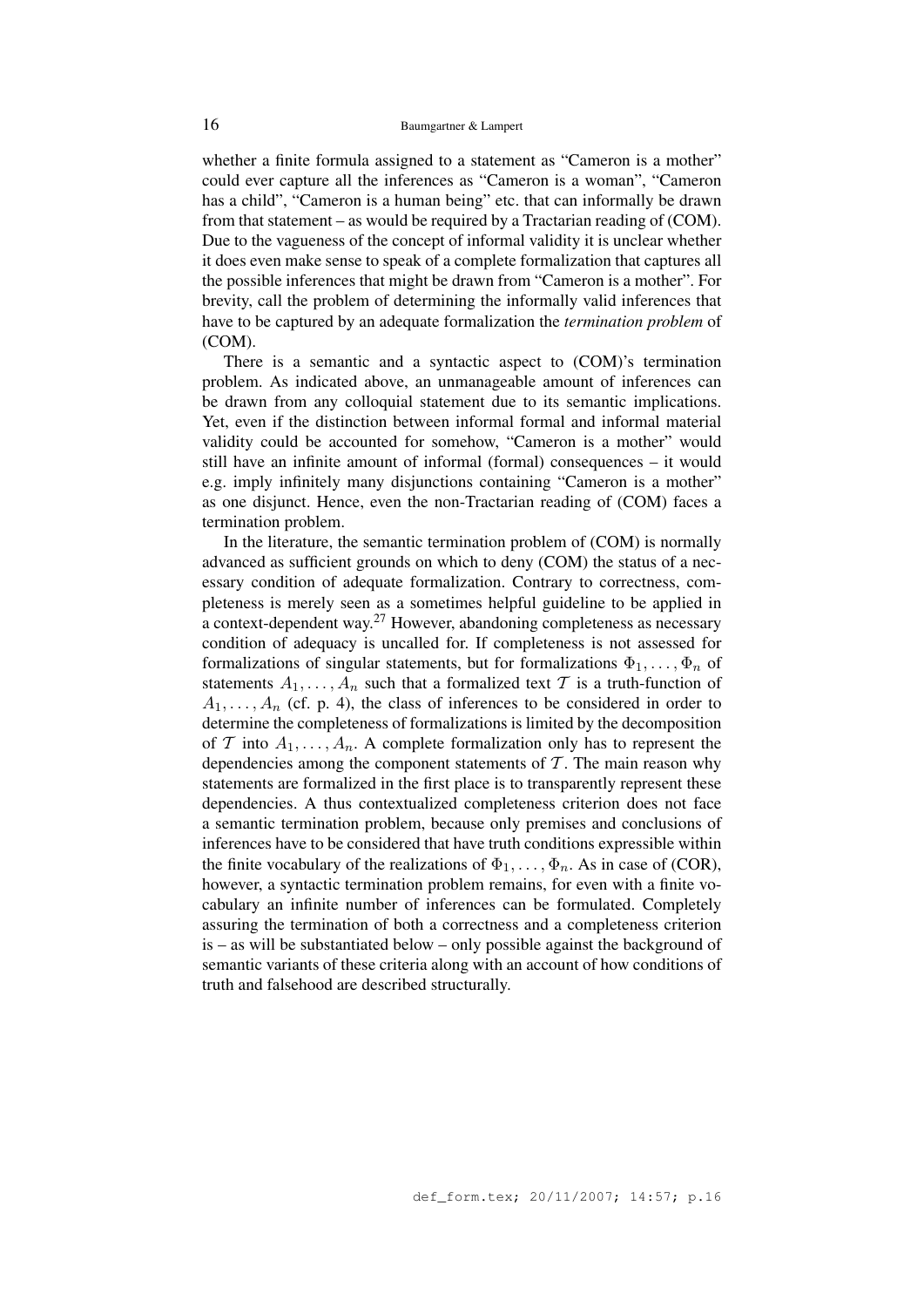whether a finite formula assigned to a statement as “Cameron is a mother” could ever capture all the inferences as “Cameron is a woman”, “Cameron has a child”, “Cameron is a human being” etc. that can informally be drawn from that statement – as would be required by a Tractarian reading of (COM). Due to the vagueness of the concept of informal validity it is unclear whether it does even make sense to speak of a complete formalization that captures all the possible inferences that might be drawn from “Cameron is a mother”. For brevity, call the problem of determining the informally valid inferences that have to be captured by an adequate formalization the *termination problem* of (COM).

There is a semantic and a syntactic aspect to (COM)’s termination problem. As indicated above, an unmanageable amount of inferences can be drawn from any colloquial statement due to its semantic implications. Yet, even if the distinction between informal formal and informal material validity could be accounted for somehow, “Cameron is a mother” would still have an infinite amount of informal (formal) consequences – it would e.g. imply infinitely many disjunctions containing “Cameron is a mother” as one disjunct. Hence, even the non-Tractarian reading of (COM) faces a termination problem.

In the literature, the semantic termination problem of (COM) is normally advanced as sufficient grounds on which to deny (COM) the status of a necessary condition of adequate formalization. Contrary to correctness, completeness is merely seen as a sometimes helpful guideline to be applied in a context-dependent way.[27] However, abandoning completeness as necessary condition of adequacy is uncalled for. If completeness is not assessed for formalizations of singular statements, but for formalizations $\Phi_1, \ldots, \Phi_n$ of statements $A_1, \ldots, A_n$ such that a formalized text $\mathcal{T}$ is a truth-function of $A_1, \ldots, A_n$ (cf. p. 4), the class of inferences to be considered in order to determine the completeness of formalizations is limited by the decomposition of $\mathcal{T}$ into $A_1, \ldots, A_n$. A complete formalization only has to represent the dependencies among the component statements of $\mathcal{T}$. The main reason why statements are formalized in the first place is to transparently represent these dependencies. A thus contextualized completeness criterion does not face a semantic termination problem, because only premises and conclusions of inferences have to be considered that have truth conditions expressible within the finite vocabulary of the realizations of $\Phi_1, \ldots, \Phi_n$. As in case of (COR), however, a syntactic termination problem remains, for even with a finite vocabulary an infinite number of inferences can be formulated. Completely assuring the termination of both a correctness and a completeness criterion is – as will be substantiated below – only possible against the background of semantic variants of these criteria along with an account of how conditions of truth and falsehood are described structurally.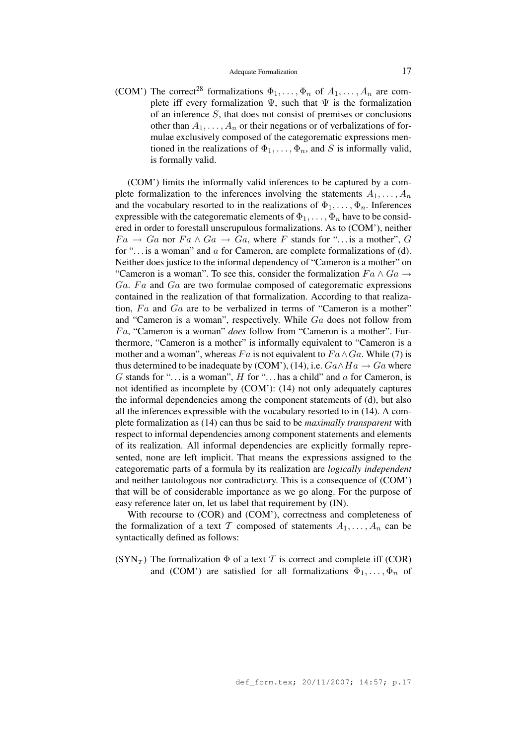(COM') The correct[28] formalizations $\Phi_1, \ldots, \Phi_n$ of $A_1, \ldots, A_n$ are complete iff every formalization $\Psi$, such that $\Psi$ is the formalization of an inference $S$, that does not consist of premises or conclusions other than $A_1, \ldots, A_n$ or their negations or of verbalizations of formulae exclusively composed of the categorematic expressions mentioned in the realizations of $\Phi_1, \ldots, \Phi_n$, and $S$ is informally valid, is formally valid.

(COM') limits the informally valid inferences to be captured by a complete formalization to the inferences involving the statements $A_1, \ldots, A_n$ and the vocabulary resorted to in the realizations of $\Phi_1, \ldots, \Phi_n$. Inferences expressible with the categorematic elements of $\Phi_1, \ldots, \Phi_n$ have to be considered in order to forestall unscrupulous formalizations. As to (COM'), neither $Fa \rightarrow Ga$ nor $Fa \wedge Ga \rightarrow Ga$, where $F$ stands for "…is a mother", $G$ for "…is a woman" and $a$ for Cameron, are complete formalizations of (d). Neither does justice to the informal dependency of "Cameron is a mother" on "Cameron is a woman". To see this, consider the formalization $Fa \wedge Ga \rightarrow Ga$. $Fa$ and $Ga$ are two formulae composed of categorematic expressions contained in the realization of that formalization. According to that realization, $Fa$ and $Ga$ are to be verbalized in terms of "Cameron is a mother" and "Cameron is a woman", respectively. While $Ga$ does not follow from $Fa$, "Cameron is a woman" *does* follow from "Cameron is a mother". Furthermore, "Cameron is a mother" is informally equivalent to "Cameron is a mother and a woman", whereas $Fa$ is not equivalent to $Fa \wedge Ga$. While (7) is thus determined to be inadequate by (COM'), (14), i.e. $Ga \wedge Ha \rightarrow Ga$ where $G$ stands for "…is a woman", $H$ for "…has a child" and $a$ for Cameron, is not identified as incomplete by (COM'): (14) not only adequately captures the informal dependencies among the component statements of (d), but also all the inferences expressible with the vocabulary resorted to in (14). A complete formalization as (14) can thus be said to be *maximally transparent* with respect to informal dependencies among component statements and elements of its realization. All informal dependencies are explicitly formally represented, none are left implicit. That means the expressions assigned to the categorematic parts of a formula by its realization are *logically independent* and neither tautologous nor contradictory. This is a consequence of (COM') that will be of considerable importance as we go along. For the purpose of easy reference later on, let us label that requirement by (IN).

With recourse to (COR) and (COM'), correctness and completeness of the formalization of a text $\mathcal{T}$ composed of statements $A_1, \ldots, A_n$ can be syntactically defined as follows:

($\text{SYN}_{\mathcal{T}}$) The formalization $\Phi$ of a text $\mathcal{T}$ is correct and complete iff (COR) and (COM') are satisfied for all formalizations $\Phi_1, \ldots, \Phi_n$ of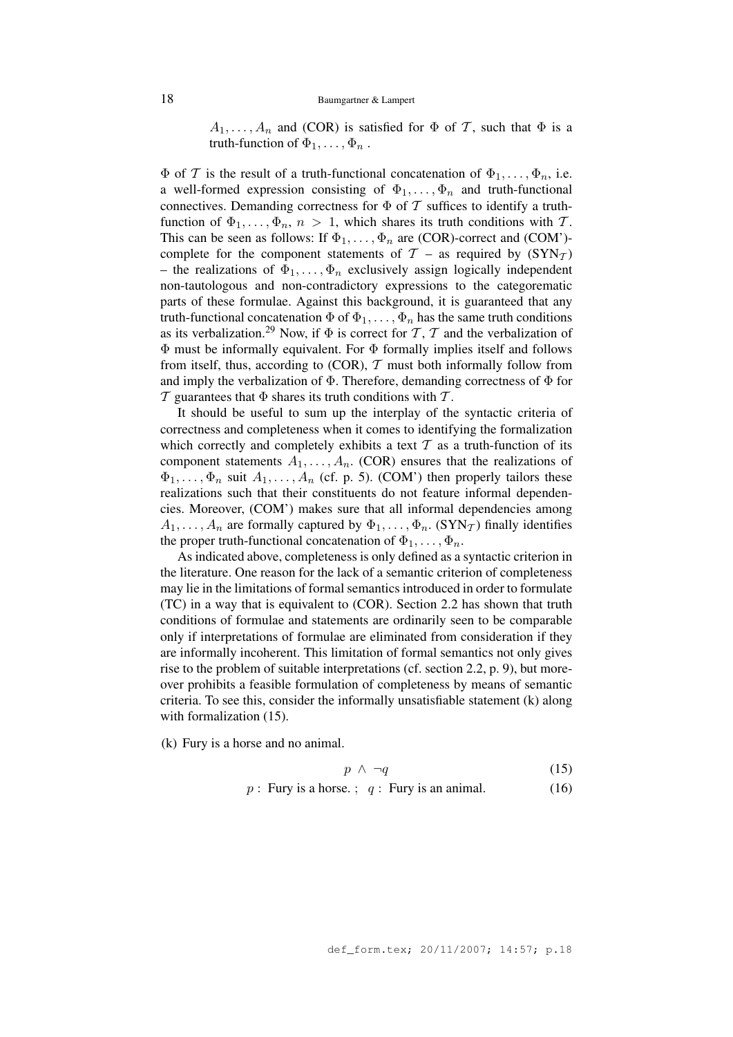$A_1, \ldots, A_n$ and (COR) is satisfied for $\Phi$ of $\mathcal{T}$, such that $\Phi$ is a truth-function of $\Phi_1, \ldots, \Phi_n$ .

$\Phi$ of $\mathcal{T}$ is the result of a truth-functional concatenation of $\Phi_1, \ldots, \Phi_n$, i.e. a well-formed expression consisting of $\Phi_1, \ldots, \Phi_n$ and truth-functional connectives. Demanding correctness for $\Phi$ of $\mathcal{T}$ suffices to identify a truth-function of $\Phi_1, \ldots, \Phi_n$, $n > 1$, which shares its truth conditions with $\mathcal{T}$. This can be seen as follows: If $\Phi_1, \ldots, \Phi_n$ are (COR)-correct and (COM')-complete for the component statements of $\mathcal{T}$ – as required by (SYN$_\mathcal{T}$) – the realizations of $\Phi_1, \ldots, \Phi_n$ exclusively assign logically independent non-tautologous and non-contradictory expressions to the categorematic parts of these formulae. Against this background, it is guaranteed that any truth-functional concatenation $\Phi$ of $\Phi_1, \ldots, \Phi_n$ has the same truth conditions as its verbalization.[29] Now, if $\Phi$ is correct for $\mathcal{T}$, $\mathcal{T}$ and the verbalization of $\Phi$ must be informally equivalent. For $\Phi$ formally implies itself and follows from itself, thus, according to (COR), $\mathcal{T}$ must both informally follow from and imply the verbalization of $\Phi$. Therefore, demanding correctness of $\Phi$ for $\mathcal{T}$ guarantees that $\Phi$ shares its truth conditions with $\mathcal{T}$.

It should be useful to sum up the interplay of the syntactic criteria of correctness and completeness when it comes to identifying the formalization which correctly and completely exhibits a text $\mathcal{T}$ as a truth-function of its component statements $A_1, \ldots, A_n$. (COR) ensures that the realizations of $\Phi_1, \ldots, \Phi_n$ suit $A_1, \ldots, A_n$ (cf. p. 5). (COM') then properly tailors these realizations such that their constituents do not feature informal dependencies. Moreover, (COM') makes sure that all informal dependencies among $A_1, \ldots, A_n$ are formally captured by $\Phi_1, \ldots, \Phi_n$. (SYN$_\mathcal{T}$) finally identifies the proper truth-functional concatenation of $\Phi_1, \ldots, \Phi_n$.

As indicated above, completeness is only defined as a syntactic criterion in the literature. One reason for the lack of a semantic criterion of completeness may lie in the limitations of formal semantics introduced in order to formulate (TC) in a way that is equivalent to (COR). Section 2.2 has shown that truth conditions of formulae and statements are ordinarily seen to be comparable only if interpretations of formulae are eliminated from consideration if they are informally incoherent. This limitation of formal semantics not only gives rise to the problem of suitable interpretations (cf. section 2.2, p. 9), but moreover prohibits a feasible formulation of completeness by means of semantic criteria. To see this, consider the informally unsatisfiable statement (k) along with formalization (15).

(k) Fury is a horse and no animal.

$$p \wedge \neg q \tag{15}$$

$$p: \text{ Fury is a horse. } ; \quad q: \text{ Fury is an animal.} \tag{16}$$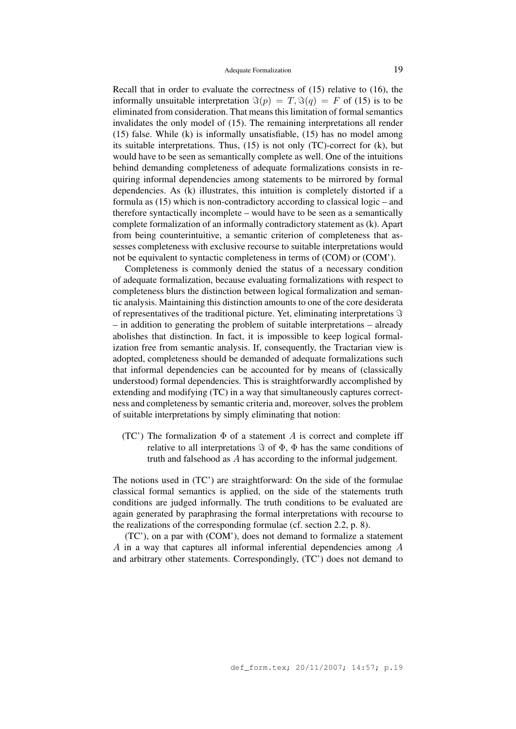Recall that in order to evaluate the correctness of (15) relative to (16), the informally unsuitable interpretation $\Im(p) = T, \Im(q) = F$ of (15) is to be eliminated from consideration. That means this limitation of formal semantics invalidates the only model of (15). The remaining interpretations all render (15) false. While (k) is informally unsatisfiable, (15) has no model among its suitable interpretations. Thus, (15) is not only (TC)-correct for (k), but would have to be seen as semantically complete as well. One of the intuitions behind demanding completeness of adequate formalizations consists in requiring informal dependencies among statements to be mirrored by formal dependencies. As (k) illustrates, this intuition is completely distorted if a formula as (15) which is non-contradictory according to classical logic – and therefore syntactically incomplete – would have to be seen as a semantically complete formalization of an informally contradictory statement as (k). Apart from being counterintuitive, a semantic criterion of completeness that assesses completeness with exclusive recourse to suitable interpretations would not be equivalent to syntactic completeness in terms of (COM) or (COM').

Completeness is commonly denied the status of a necessary condition of adequate formalization, because evaluating formalizations with respect to completeness blurs the distinction between logical formalization and semantic analysis. Maintaining this distinction amounts to one of the core desiderata of representatives of the traditional picture. Yet, eliminating interpretations $\Im$ – in addition to generating the problem of suitable interpretations – already abolishes that distinction. In fact, it is impossible to keep logical formalization free from semantic analysis. If, consequently, the Tractarian view is adopted, completeness should be demanded of adequate formalizations such that informal dependencies can be accounted for by means of (classically understood) formal dependencies. This is straightforwardly accomplished by extending and modifying (TC) in a way that simultaneously captures correctness and completeness by semantic criteria and, moreover, solves the problem of suitable interpretations by simply eliminating that notion:

(TC') The formalization $\Phi$ of a statement $A$ is correct and complete iff relative to all interpretations $\Im$ of $\Phi$, $\Phi$ has the same conditions of truth and falsehood as $A$ has according to the informal judgement.

The notions used in (TC') are straightforward: On the side of the formulae classical formal semantics is applied, on the side of the statements truth conditions are judged informally. The truth conditions to be evaluated are again generated by paraphrasing the formal interpretations with recourse to the realizations of the corresponding formulae (cf. section 2.2, p. 8).

(TC'), on a par with (COM'), does not demand to formalize a statement $A$ in a way that captures all informal inferential dependencies among $A$ and arbitrary other statements. Correspondingly, (TC') does not demand to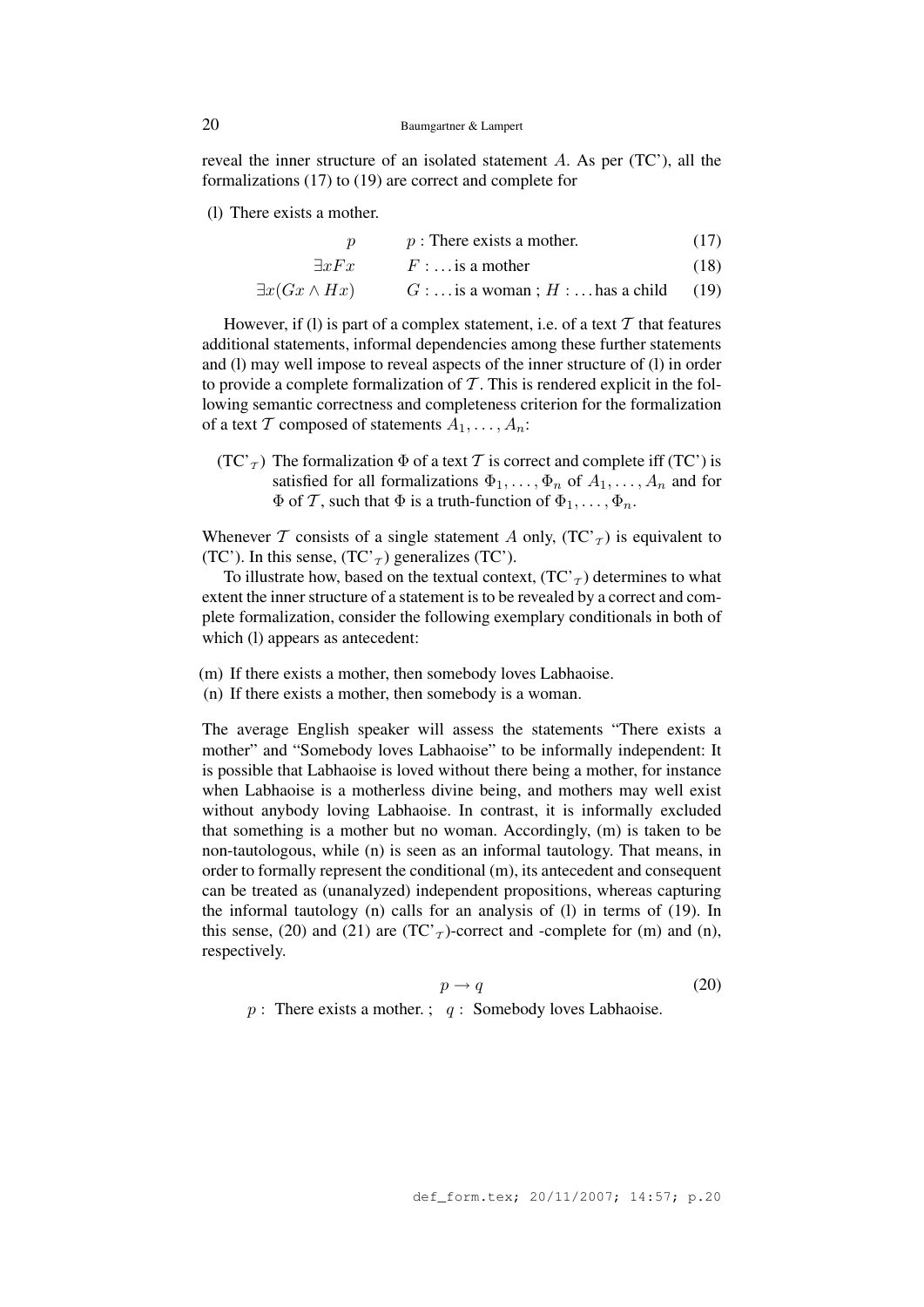reveal the inner structure of an isolated statement $A$. As per (TC'), all the formalizations (17) to (19) are correct and complete for

(l) There exists a mother.

$$p \qquad p: \text{There exists a mother.} \tag{17}$$

$$\exists x Fx \qquad F: \ldots \text{is a mother} \tag{18}$$

$$\exists x(Gx \wedge Hx) \qquad G: \ldots \text{is a woman} \; ; \; H: \ldots \text{has a child} \tag{19}$$

However, if (l) is part of a complex statement, i.e. of a text $\mathcal{T}$ that features additional statements, informal dependencies among these further statements and (l) may well impose to reveal aspects of the inner structure of (l) in order to provide a complete formalization of $\mathcal{T}$. This is rendered explicit in the following semantic correctness and completeness criterion for the formalization of a text $\mathcal{T}$ composed of statements $A_1, \ldots, A_n$:

(TC'$_\mathcal{T}$) The formalization $\Phi$ of a text $\mathcal{T}$ is correct and complete iff (TC') is satisfied for all formalizations $\Phi_1, \ldots, \Phi_n$ of $A_1, \ldots, A_n$ and for $\Phi$ of $\mathcal{T}$, such that $\Phi$ is a truth-function of $\Phi_1, \ldots, \Phi_n$.

Whenever $\mathcal{T}$ consists of a single statement $A$ only, (TC'$_\mathcal{T}$) is equivalent to (TC'). In this sense, (TC'$_\mathcal{T}$) generalizes (TC').

To illustrate how, based on the textual context, (TC'$_\mathcal{T}$) determines to what extent the inner structure of a statement is to be revealed by a correct and complete formalization, consider the following exemplary conditionals in both of which (l) appears as antecedent:

(m) If there exists a mother, then somebody loves Labhaoise.
(n) If there exists a mother, then somebody is a woman.

The average English speaker will assess the statements "There exists a mother" and "Somebody loves Labhaoise" to be informally independent: It is possible that Labhaoise is loved without there being a mother, for instance when Labhaoise is a motherless divine being, and mothers may well exist without anybody loving Labhaoise. In contrast, it is informally excluded that something is a mother but no woman. Accordingly, (m) is taken to be non-tautologous, while (n) is seen as an informal tautology. That means, in order to formally represent the conditional (m), its antecedent and consequent can be treated as (unanalyzed) independent propositions, whereas capturing the informal tautology (n) calls for an analysis of (l) in terms of (19). In this sense, (20) and (21) are (TC'$_\mathcal{T}$)-correct and -complete for (m) and (n), respectively.

$$p \rightarrow q \tag{20}$$

$p$ : There exists a mother. ; $q$ : Somebody loves Labhaoise.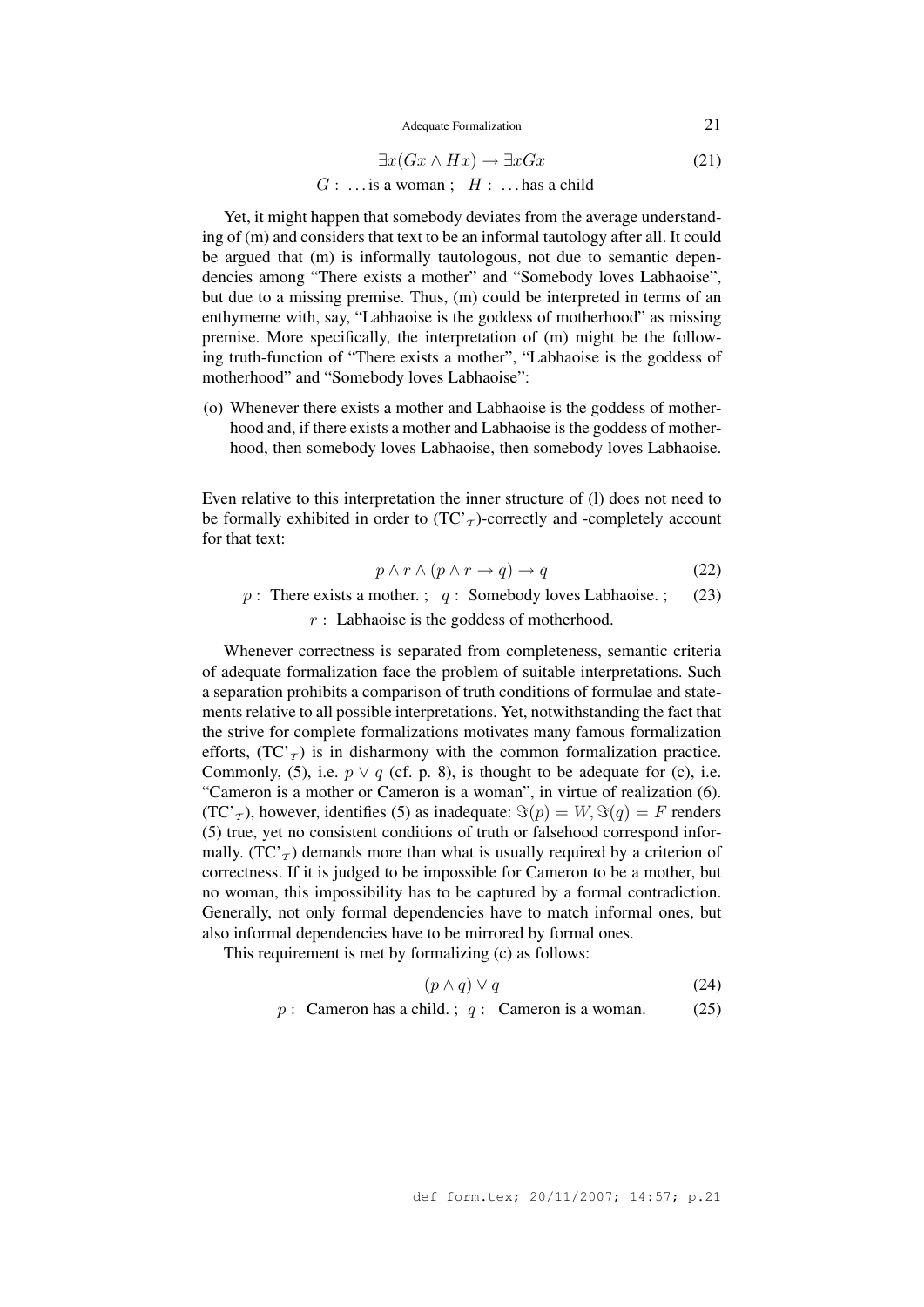$$\exists x(Gx \wedge Hx) \rightarrow \exists x Gx \tag{21}$$

$G:$ ...is a woman ; $H:$ ...has a child

Yet, it might happen that somebody deviates from the average understanding of (m) and considers that text to be an informal tautology after all. It could be argued that (m) is informally tautologous, not due to semantic dependencies among "There exists a mother" and "Somebody loves Labhaoise", but due to a missing premise. Thus, (m) could be interpreted in terms of an enthymeme with, say, "Labhaoise is the goddess of motherhood" as missing premise. More specifically, the interpretation of (m) might be the following truth-function of "There exists a mother", "Labhaoise is the goddess of motherhood" and "Somebody loves Labhaoise":

(o) Whenever there exists a mother and Labhaoise is the goddess of motherhood and, if there exists a mother and Labhaoise is the goddess of motherhood, then somebody loves Labhaoise, then somebody loves Labhaoise.

Even relative to this interpretation the inner structure of (l) does not need to be formally exhibited in order to ($\text{TC'}_{\mathcal{T}}$)-correctly and -completely account for that text:

$$p \wedge r \wedge (p \wedge r \rightarrow q) \rightarrow q \tag{22}$$

$p:$ There exists a mother. ; $q:$ Somebody loves Labhaoise. ; (23)
$r:$ Labhaoise is the goddess of motherhood.

Whenever correctness is separated from completeness, semantic criteria of adequate formalization face the problem of suitable interpretations. Such a separation prohibits a comparison of truth conditions of formulae and statements relative to all possible interpretations. Yet, notwithstanding the fact that the strive for complete formalizations motivates many famous formalization efforts, ($\text{TC'}_{\mathcal{T}}$) is in disharmony with the common formalization practice. Commonly, (5), i.e. $p \vee q$ (cf. p. 8), is thought to be adequate for (c), i.e. "Cameron is a mother or Cameron is a woman", in virtue of realization (6). ($\text{TC'}_{\mathcal{T}}$), however, identifies (5) as inadequate: $\Im(p) = W, \Im(q) = F$ renders (5) true, yet no consistent conditions of truth or falsehood correspond informally. ($\text{TC'}_{\mathcal{T}}$) demands more than what is usually required by a criterion of correctness. If it is judged to be impossible for Cameron to be a mother, but no woman, this impossibility has to be captured by a formal contradiction. Generally, not only formal dependencies have to match informal ones, but also informal dependencies have to be mirrored by formal ones.

This requirement is met by formalizing (c) as follows:

$$(p \wedge q) \vee q \tag{24}$$

$p:$ Cameron has a child. ; $q:$ Cameron is a woman. (25)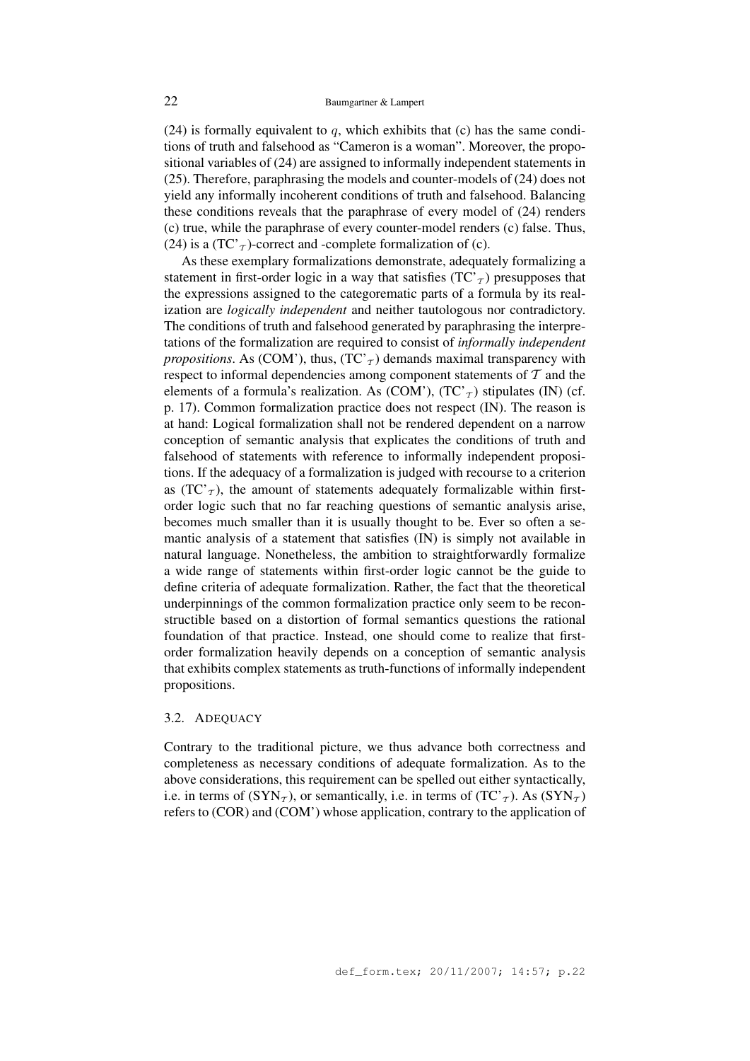(24) is formally equivalent to $q$, which exhibits that (c) has the same conditions of truth and falsehood as "Cameron is a woman". Moreover, the propositional variables of (24) are assigned to informally independent statements in (25). Therefore, paraphrasing the models and counter-models of (24) does not yield any informally incoherent conditions of truth and falsehood. Balancing these conditions reveals that the paraphrase of every model of (24) renders (c) true, while the paraphrase of every counter-model renders (c) false. Thus, (24) is a (TC'$_\mathcal{T}$)-correct and -complete formalization of (c).

As these exemplary formalizations demonstrate, adequately formalizing a statement in first-order logic in a way that satisfies (TC'$_\mathcal{T}$) presupposes that the expressions assigned to the categorematic parts of a formula by its realization are *logically independent* and neither tautologous nor contradictory. The conditions of truth and falsehood generated by paraphrasing the interpretations of the formalization are required to consist of *informally independent propositions*. As (COM'), thus, (TC'$_\mathcal{T}$) demands maximal transparency with respect to informal dependencies among component statements of $\mathcal{T}$ and the elements of a formula's realization. As (COM'), (TC'$_\mathcal{T}$) stipulates (IN) (cf. p. 17). Common formalization practice does not respect (IN). The reason is at hand: Logical formalization shall not be rendered dependent on a narrow conception of semantic analysis that explicates the conditions of truth and falsehood of statements with reference to informally independent propositions. If the adequacy of a formalization is judged with recourse to a criterion as (TC'$_\mathcal{T}$), the amount of statements adequately formalizable within first-order logic such that no far reaching questions of semantic analysis arise, becomes much smaller than it is usually thought to be. Ever so often a semantic analysis of a statement that satisfies (IN) is simply not available in natural language. Nonetheless, the ambition to straightforwardly formalize a wide range of statements within first-order logic cannot be the guide to define criteria of adequate formalization. Rather, the fact that the theoretical underpinnings of the common formalization practice only seem to be reconstructible based on a distortion of formal semantics questions the rational foundation of that practice. Instead, one should come to realize that first-order formalization heavily depends on a conception of semantic analysis that exhibits complex statements as truth-functions of informally independent propositions.

### 3.2. Adequacy

Contrary to the traditional picture, we thus advance both correctness and completeness as necessary conditions of adequate formalization. As to the above considerations, this requirement can be spelled out either syntactically, i.e. in terms of (SYN$_\mathcal{T}$), or semantically, i.e. in terms of (TC'$_\mathcal{T}$). As (SYN$_\mathcal{T}$) refers to (COR) and (COM') whose application, contrary to the application of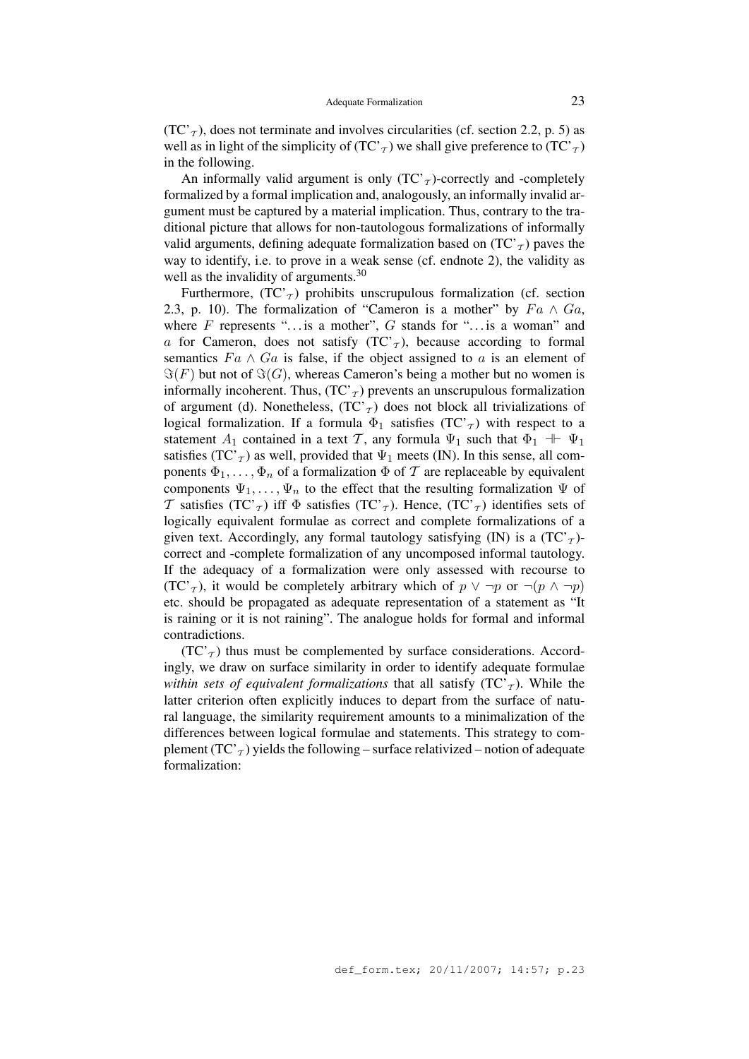(TC'$_{\mathcal{T}}$), does not terminate and involves circularities (cf. section 2.2, p. 5) as well as in light of the simplicity of (TC'$_{\mathcal{T}}$) we shall give preference to (TC'$_{\mathcal{T}}$) in the following.

An informally valid argument is only (TC'$_{\mathcal{T}}$)-correctly and -completely formalized by a formal implication and, analogously, an informally invalid argument must be captured by a material implication. Thus, contrary to the traditional picture that allows for non-tautologous formalizations of informally valid arguments, defining adequate formalization based on (TC'$_{\mathcal{T}}$) paves the way to identify, i.e. to prove in a weak sense (cf. endnote 2), the validity as well as the invalidity of arguments.[30]

Furthermore, (TC'$_{\mathcal{T}}$) prohibits unscrupulous formalization (cf. section 2.3, p. 10). The formalization of "Cameron is a mother" by $Fa \wedge Ga$, where $F$ represents "... is a mother", $G$ stands for "... is a woman" and $a$ for Cameron, does not satisfy (TC'$_{\mathcal{T}}$), because according to formal semantics $Fa \wedge Ga$ is false, if the object assigned to $a$ is an element of $\Im(F)$ but not of $\Im(G)$, whereas Cameron's being a mother but no women is informally incoherent. Thus, (TC'$_{\mathcal{T}}$) prevents an unscrupulous formalization of argument (d). Nonetheless, (TC'$_{\mathcal{T}}$) does not block all trivializations of logical formalization. If a formula $\Phi_1$ satisfies (TC'$_{\mathcal{T}}$) with respect to a statement $A_1$ contained in a text $\mathcal{T}$, any formula $\Psi_1$ such that $\Phi_1 \dashv\vdash \Psi_1$ satisfies (TC'$_{\mathcal{T}}$) as well, provided that $\Psi_1$ meets (IN). In this sense, all components $\Phi_1, \ldots, \Phi_n$ of a formalization $\Phi$ of $\mathcal{T}$ are replaceable by equivalent components $\Psi_1, \ldots, \Psi_n$ to the effect that the resulting formalization $\Psi$ of $\mathcal{T}$ satisfies (TC'$_{\mathcal{T}}$) iff $\Phi$ satisfies (TC'$_{\mathcal{T}}$). Hence, (TC'$_{\mathcal{T}}$) identifies sets of logically equivalent formulae as correct and complete formalizations of a given text. Accordingly, any formal tautology satisfying (IN) is a (TC'$_{\mathcal{T}}$)-correct and -complete formalization of any uncomposed informal tautology. If the adequacy of a formalization were only assessed with recourse to (TC'$_{\mathcal{T}}$), it would be completely arbitrary which of $p \vee \neg p$ or $\neg(p \wedge \neg p)$ etc. should be propagated as adequate representation of a statement as "It is raining or it is not raining". The analogue holds for formal and informal contradictions.

(TC'$_{\mathcal{T}}$) thus must be complemented by surface considerations. Accordingly, we draw on surface similarity in order to identify adequate formulae *within sets of equivalent formalizations* that all satisfy (TC'$_{\mathcal{T}}$). While the latter criterion often explicitly induces to depart from the surface of natural language, the similarity requirement amounts to a minimalization of the differences between logical formulae and statements. This strategy to complement (TC'$_{\mathcal{T}}$) yields the following – surface relativized – notion of adequate formalization: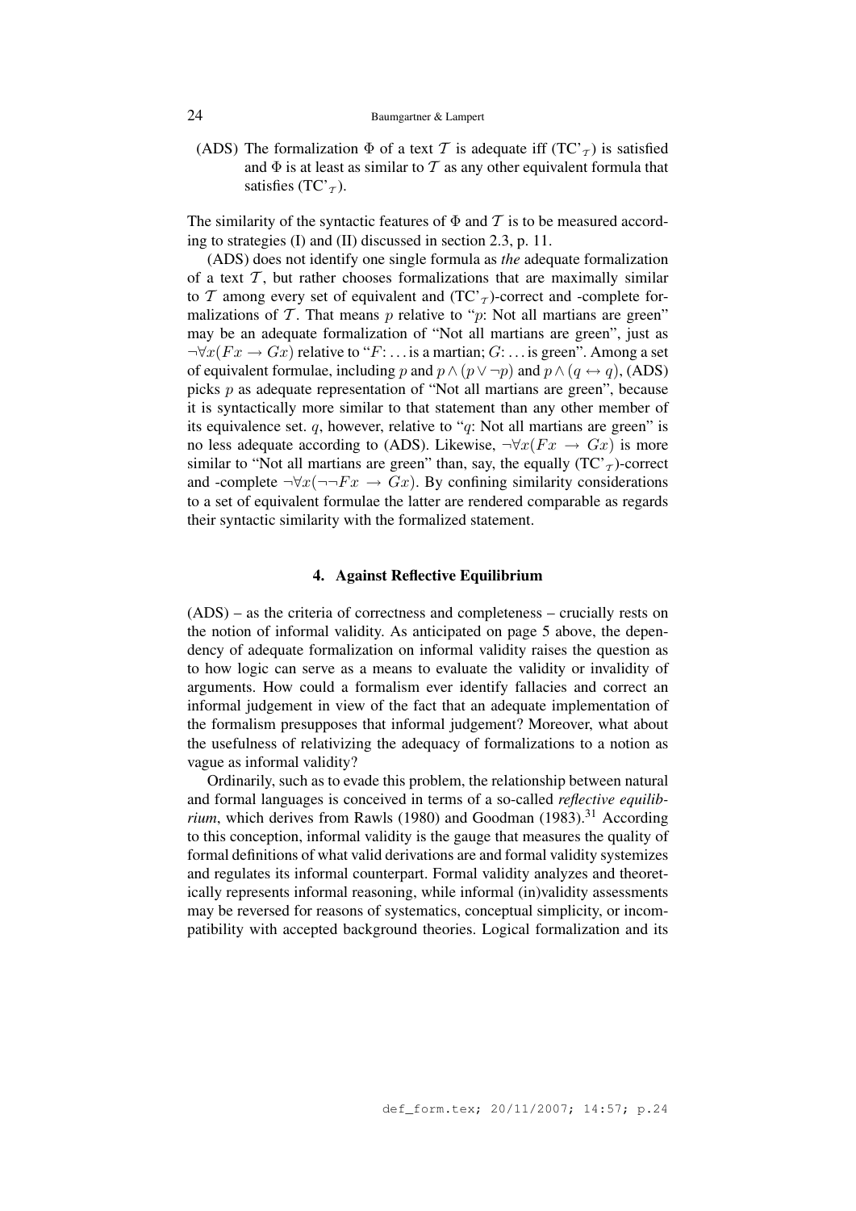(ADS) The formalization $\Phi$ of a text $\mathcal{T}$ is adequate iff (TC'$_{\mathcal{T}}$) is satisfied and $\Phi$ is at least as similar to $\mathcal{T}$ as any other equivalent formula that satisfies (TC'$_{\mathcal{T}}$).

The similarity of the syntactic features of $\Phi$ and $\mathcal{T}$ is to be measured according to strategies (I) and (II) discussed in section 2.3, p. 11.

(ADS) does not identify one single formula as *the* adequate formalization of a text $\mathcal{T}$, but rather chooses formalizations that are maximally similar to $\mathcal{T}$ among every set of equivalent and (TC'$_{\mathcal{T}}$)-correct and -complete formalizations of $\mathcal{T}$. That means $p$ relative to "$p$: Not all martians are green" may be an adequate formalization of "Not all martians are green", just as $\neg\forall x(Fx \rightarrow Gx)$ relative to "$F$: … is a martian; $G$: … is green". Among a set of equivalent formulae, including $p$ and $p \wedge (p \vee \neg p)$ and $p \wedge (q \leftrightarrow q)$, (ADS) picks $p$ as adequate representation of "Not all martians are green", because it is syntactically more similar to that statement than any other member of its equivalence set. $q$, however, relative to "$q$: Not all martians are green" is no less adequate according to (ADS). Likewise, $\neg\forall x(Fx \rightarrow Gx)$ is more similar to "Not all martians are green" than, say, the equally (TC'$_{\mathcal{T}}$)-correct and -complete $\neg\forall x(\neg\neg Fx \rightarrow Gx)$. By confining similarity considerations to a set of equivalent formulae the latter are rendered comparable as regards their syntactic similarity with the formalized statement.

## 4. Against Reflective Equilibrium

(ADS) – as the criteria of correctness and completeness – crucially rests on the notion of informal validity. As anticipated on page 5 above, the dependency of adequate formalization on informal validity raises the question as to how logic can serve as a means to evaluate the validity or invalidity of arguments. How could a formalism ever identify fallacies and correct an informal judgement in view of the fact that an adequate implementation of the formalism presupposes that informal judgement? Moreover, what about the usefulness of relativizing the adequacy of formalizations to a notion as vague as informal validity?

Ordinarily, such as to evade this problem, the relationship between natural and formal languages is conceived in terms of a so-called *reflective equilibrium*, which derives from Rawls (1980) and Goodman (1983).[31] According to this conception, informal validity is the gauge that measures the quality of formal definitions of what valid derivations are and formal validity systemizes and regulates its informal counterpart. Formal validity analyzes and theoretically represents informal reasoning, while informal (in)validity assessments may be reversed for reasons of systematics, conceptual simplicity, or incompatibility with accepted background theories. Logical formalization and its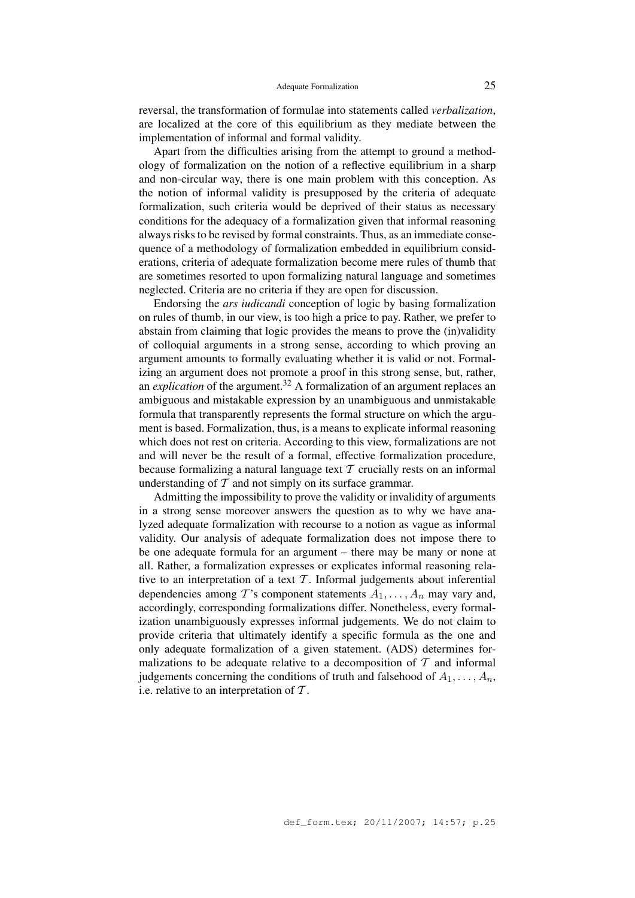reversal, the transformation of formulae into statements called *verbalization*, are localized at the core of this equilibrium as they mediate between the implementation of informal and formal validity.

Apart from the difficulties arising from the attempt to ground a methodology of formalization on the notion of a reflective equilibrium in a sharp and non-circular way, there is one main problem with this conception. As the notion of informal validity is presupposed by the criteria of adequate formalization, such criteria would be deprived of their status as necessary conditions for the adequacy of a formalization given that informal reasoning always risks to be revised by formal constraints. Thus, as an immediate consequence of a methodology of formalization embedded in equilibrium considerations, criteria of adequate formalization become mere rules of thumb that are sometimes resorted to upon formalizing natural language and sometimes neglected. Criteria are no criteria if they are open for discussion.

Endorsing the *ars iudicandi* conception of logic by basing formalization on rules of thumb, in our view, is too high a price to pay. Rather, we prefer to abstain from claiming that logic provides the means to prove the (in)validity of colloquial arguments in a strong sense, according to which proving an argument amounts to formally evaluating whether it is valid or not. Formalizing an argument does not promote a proof in this strong sense, but, rather, an *explication* of the argument.[32] A formalization of an argument replaces an ambiguous and mistakable expression by an unambiguous and unmistakable formula that transparently represents the formal structure on which the argument is based. Formalization, thus, is a means to explicate informal reasoning which does not rest on criteria. According to this view, formalizations are not and will never be the result of a formal, effective formalization procedure, because formalizing a natural language text $\mathcal{T}$ crucially rests on an informal understanding of $\mathcal{T}$ and not simply on its surface grammar.

Admitting the impossibility to prove the validity or invalidity of arguments in a strong sense moreover answers the question as to why we have analyzed adequate formalization with recourse to a notion as vague as informal validity. Our analysis of adequate formalization does not impose there to be one adequate formula for an argument – there may be many or none at all. Rather, a formalization expresses or explicates informal reasoning relative to an interpretation of a text $\mathcal{T}$. Informal judgements about inferential dependencies among $\mathcal{T}$'s component statements $A_1, \ldots, A_n$ may vary and, accordingly, corresponding formalizations differ. Nonetheless, every formalization unambiguously expresses informal judgements. We do not claim to provide criteria that ultimately identify a specific formula as the one and only adequate formalization of a given statement. (ADS) determines formalizations to be adequate relative to a decomposition of $\mathcal{T}$ and informal judgements concerning the conditions of truth and falsehood of $A_1, \ldots, A_n$, i.e. relative to an interpretation of $\mathcal{T}$.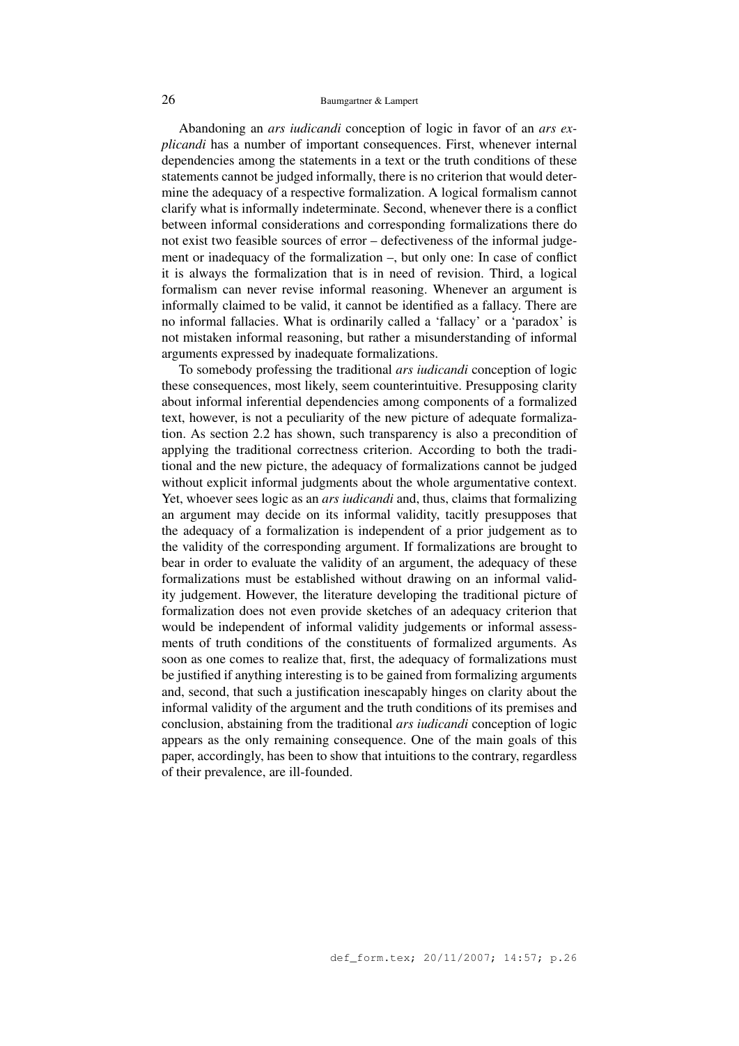Abandoning an *ars iudicandi* conception of logic in favor of an *ars explicandi* has a number of important consequences. First, whenever internal dependencies among the statements in a text or the truth conditions of these statements cannot be judged informally, there is no criterion that would determine the adequacy of a respective formalization. A logical formalism cannot clarify what is informally indeterminate. Second, whenever there is a conflict between informal considerations and corresponding formalizations there do not exist two feasible sources of error – defectiveness of the informal judgement or inadequacy of the formalization –, but only one: In case of conflict it is always the formalization that is in need of revision. Third, a logical formalism can never revise informal reasoning. Whenever an argument is informally claimed to be valid, it cannot be identified as a fallacy. There are no informal fallacies. What is ordinarily called a 'fallacy' or a 'paradox' is not mistaken informal reasoning, but rather a misunderstanding of informal arguments expressed by inadequate formalizations.

To somebody professing the traditional *ars iudicandi* conception of logic these consequences, most likely, seem counterintuitive. Presupposing clarity about informal inferential dependencies among components of a formalized text, however, is not a peculiarity of the new picture of adequate formalization. As section 2.2 has shown, such transparency is also a precondition of applying the traditional correctness criterion. According to both the traditional and the new picture, the adequacy of formalizations cannot be judged without explicit informal judgments about the whole argumentative context. Yet, whoever sees logic as an *ars iudicandi* and, thus, claims that formalizing an argument may decide on its informal validity, tacitly presupposes that the adequacy of a formalization is independent of a prior judgement as to the validity of the corresponding argument. If formalizations are brought to bear in order to evaluate the validity of an argument, the adequacy of these formalizations must be established without drawing on an informal validity judgement. However, the literature developing the traditional picture of formalization does not even provide sketches of an adequacy criterion that would be independent of informal validity judgements or informal assessments of truth conditions of the constituents of formalized arguments. As soon as one comes to realize that, first, the adequacy of formalizations must be justified if anything interesting is to be gained from formalizing arguments and, second, that such a justification inescapably hinges on clarity about the informal validity of the argument and the truth conditions of its premises and conclusion, abstaining from the traditional *ars iudicandi* conception of logic appears as the only remaining consequence. One of the main goals of this paper, accordingly, has been to show that intuitions to the contrary, regardless of their prevalence, are ill-founded.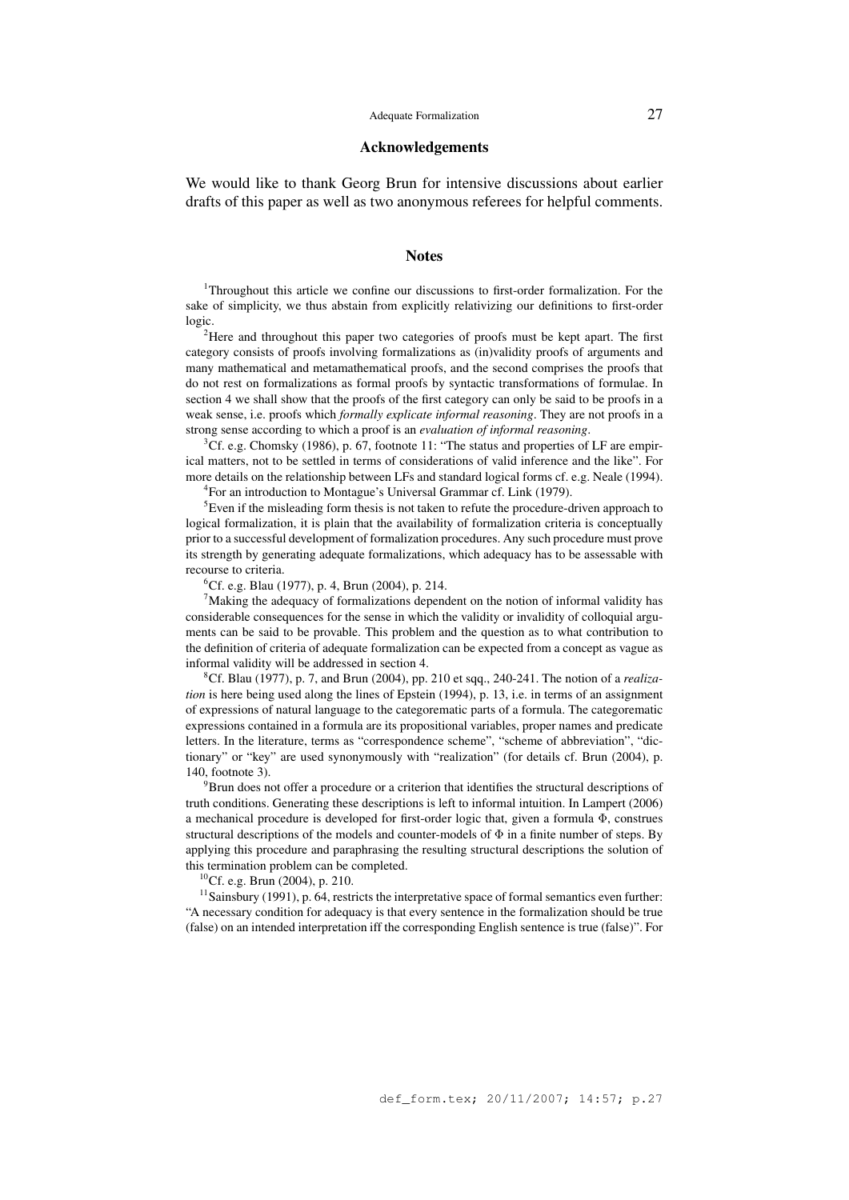## Acknowledgements

We would like to thank Georg Brun for intensive discussions about earlier drafts of this paper as well as two anonymous referees for helpful comments.

## Notes

[1]Throughout this article we confine our discussions to first-order formalization. For the sake of simplicity, we thus abstain from explicitly relativizing our definitions to first-order logic.

[2]Here and throughout this paper two categories of proofs must be kept apart. The first category consists of proofs involving formalizations as (in)validity proofs of arguments and many mathematical and metamathematical proofs, and the second comprises the proofs that do not rest on formalizations as formal proofs by syntactic transformations of formulae. In section 4 we shall show that the proofs of the first category can only be said to be proofs in a weak sense, i.e. proofs which *formally explicate informal reasoning*. They are not proofs in a strong sense according to which a proof is an *evaluation of informal reasoning*.

[3]Cf. e.g. Chomsky (1986), p. 67, footnote 11: "The status and properties of LF are empirical matters, not to be settled in terms of considerations of valid inference and the like". For more details on the relationship between LFs and standard logical forms cf. e.g. Neale (1994).

[4]For an introduction to Montague's Universal Grammar cf. Link (1979).

[5]Even if the misleading form thesis is not taken to refute the procedure-driven approach to logical formalization, it is plain that the availability of formalization criteria is conceptually prior to a successful development of formalization procedures. Any such procedure must prove its strength by generating adequate formalizations, which adequacy has to be assessable with recourse to criteria.

[6]Cf. e.g. Blau (1977), p. 4, Brun (2004), p. 214.

[7]Making the adequacy of formalizations dependent on the notion of informal validity has considerable consequences for the sense in which the validity or invalidity of colloquial arguments can be said to be provable. This problem and the question as to what contribution to the definition of criteria of adequate formalization can be expected from a concept as vague as informal validity will be addressed in section 4.

[8]Cf. Blau (1977), p. 7, and Brun (2004), pp. 210 et sqq., 240-241. The notion of a *realization* is here being used along the lines of Epstein (1994), p. 13, i.e. in terms of an assignment of expressions of natural language to the categorematic parts of a formula. The categorematic expressions contained in a formula are its propositional variables, proper names and predicate letters. In the literature, terms as "correspondence scheme", "scheme of abbreviation", "dictionary" or "key" are used synonymously with "realization" (for details cf. Brun (2004), p. 140, footnote 3).

[9]Brun does not offer a procedure or a criterion that identifies the structural descriptions of truth conditions. Generating these descriptions is left to informal intuition. In Lampert (2006) a mechanical procedure is developed for first-order logic that, given a formula $\Phi$, construes structural descriptions of the models and counter-models of $\Phi$ in a finite number of steps. By applying this procedure and paraphrasing the resulting structural descriptions the solution of this termination problem can be completed.

[10]Cf. e.g. Brun (2004), p. 210.

[11]Sainsbury (1991), p. 64, restricts the interpretative space of formal semantics even further: "A necessary condition for adequacy is that every sentence in the formalization should be true (false) on an intended interpretation iff the corresponding English sentence is true (false)". For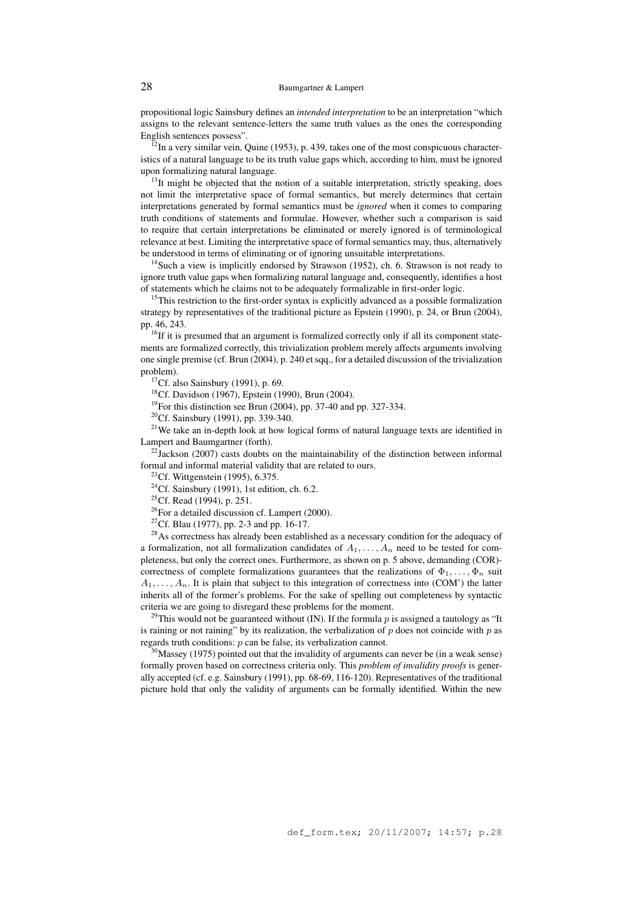propositional logic Sainsbury defines an *intended interpretation* to be an interpretation "which assigns to the relevant sentence-letters the same truth values as the ones the corresponding English sentences possess".

[12]In a very similar vein, Quine (1953), p. 439, takes one of the most conspicuous characteristics of a natural language to be its truth value gaps which, according to him, must be ignored upon formalizing natural language.

[13]It might be objected that the notion of a suitable interpretation, strictly speaking, does not limit the interpretative space of formal semantics, but merely determines that certain interpretations generated by formal semantics must be *ignored* when it comes to comparing truth conditions of statements and formulae. However, whether such a comparison is said to require that certain interpretations be eliminated or merely ignored is of terminological relevance at best. Limiting the interpretative space of formal semantics may, thus, alternatively be understood in terms of eliminating or of ignoring unsuitable interpretations.

[14]Such a view is implicitly endorsed by Strawson (1952), ch. 6. Strawson is not ready to ignore truth value gaps when formalizing natural language and, consequently, identifies a host of statements which he claims not to be adequately formalizable in first-order logic.

[15]This restriction to the first-order syntax is explicitly advanced as a possible formalization strategy by representatives of the traditional picture as Epstein (1990), p. 24, or Brun (2004), pp. 46, 243.

[16]If it is presumed that an argument is formalized correctly only if all its component statements are formalized correctly, this trivialization problem merely affects arguments involving one single premise (cf. Brun (2004), p. 240 et sqq., for a detailed discussion of the trivialization problem).

[17]Cf. also Sainsbury (1991), p. 69.

[18]Cf. Davidson (1967), Epstein (1990), Brun (2004).

[19]For this distinction see Brun (2004), pp. 37-40 and pp. 327-334.

[20]Cf. Sainsbury (1991), pp. 339-340.

[21]We take an in-depth look at how logical forms of natural language texts are identified in Lampert and Baumgartner (forth).

[22]Jackson (2007) casts doubts on the maintainability of the distinction between informal formal and informal material validity that are related to ours.

[23]Cf. Wittgenstein (1995), 6.375.

[24]Cf. Sainsbury (1991), 1st edition, ch. 6.2.

[25]Cf. Read (1994), p. 251.

[26]For a detailed discussion cf. Lampert (2000).

[27]Cf. Blau (1977), pp. 2-3 and pp. 16-17.

[28]As correctness has already been established as a necessary condition for the adequacy of a formalization, not all formalization candidates of $A_1, \ldots, A_n$ need to be tested for completeness, but only the correct ones. Furthermore, as shown on p. 5 above, demanding (COR)-correctness of complete formalizations guarantees that the realizations of $\Phi_1, \ldots, \Phi_n$ suit $A_1, \ldots, A_n$. It is plain that subject to this integration of correctness into (COM') the latter inherits all of the former's problems. For the sake of spelling out completeness by syntactic criteria we are going to disregard these problems for the moment.

[29]This would not be guaranteed without (IN). If the formula $p$ is assigned a tautology as "It is raining or not raining" by its realization, the verbalization of $p$ does not coincide with $p$ as regards truth conditions: $p$ can be false, its verbalization cannot.

[30]Massey (1975) pointed out that the invalidity of arguments can never be (in a weak sense) formally proven based on correctness criteria only. This *problem of invalidity proofs* is generally accepted (cf. e.g. Sainsbury (1991), pp. 68-69, 116-120). Representatives of the traditional picture hold that only the validity of arguments can be formally identified. Within the new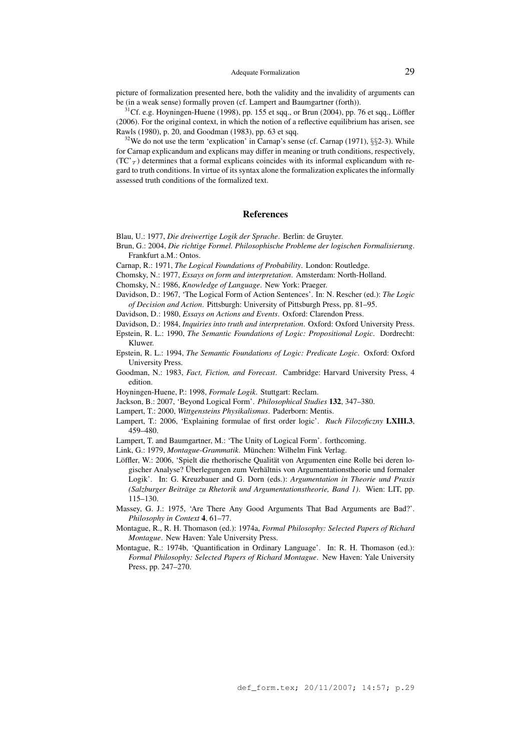picture of formalization presented here, both the validity and the invalidity of arguments can be (in a weak sense) formally proven (cf. Lampert and Baumgartner (forth)).

[31]Cf. e.g. Hoyningen-Huene (1998), pp. 155 et sqq., or Brun (2004), pp. 76 et sqq., Löffler (2006). For the original context, in which the notion of a reflective equilibrium has arisen, see Rawls (1980), p. 20, and Goodman (1983), pp. 63 et sqq.

[32]We do not use the term 'explication' in Carnap's sense (cf. Carnap (1971), §§2-3). While for Carnap explicandum and explicans may differ in meaning or truth conditions, respectively, (TC'$_{\mathcal{T}}$) determines that a formal explicans coincides with its informal explicandum with regard to truth conditions. In virtue of its syntax alone the formalization explicates the informally assessed truth conditions of the formalized text.

## References

Blau, U.: 1977, *Die dreiwertige Logik der Sprache*. Berlin: de Gruyter.

Brun, G.: 2004, *Die richtige Formel. Philosophische Probleme der logischen Formalisierung*. Frankfurt a.M.: Ontos.

Carnap, R.: 1971, *The Logical Foundations of Probability*. London: Routledge.

Chomsky, N.: 1977, *Essays on form and interpretation*. Amsterdam: North-Holland.

Chomsky, N.: 1986, *Knowledge of Language*. New York: Praeger.

Davidson, D.: 1967, 'The Logical Form of Action Sentences'. In: N. Rescher (ed.): *The Logic of Decision and Action*. Pittsburgh: University of Pittsburgh Press, pp. 81–95.

Davidson, D.: 1980, *Essays on Actions and Events*. Oxford: Clarendon Press.

Davidson, D.: 1984, *Inquiries into truth and interpretation*. Oxford: Oxford University Press.

Epstein, R. L.: 1990, *The Semantic Foundations of Logic: Propositional Logic*. Dordrecht: Kluwer.

Epstein, R. L.: 1994, *The Semantic Foundations of Logic: Predicate Logic*. Oxford: Oxford University Press.

Goodman, N.: 1983, *Fact, Fiction, and Forecast*. Cambridge: Harvard University Press, 4 edition.

Hoyningen-Huene, P.: 1998, *Formale Logik*. Stuttgart: Reclam.

Jackson, B.: 2007, 'Beyond Logical Form'. *Philosophical Studies* **132**, 347–380.

Lampert, T.: 2000, *Wittgensteins Physikalismus*. Paderborn: Mentis.

Lampert, T.: 2006, 'Explaining formulae of first order logic'. *Ruch Filozoficzny* **LXIII.3**, 459–480.

Lampert, T. and Baumgartner, M.: 'The Unity of Logical Form'. forthcoming.

Link, G.: 1979, *Montague-Grammatik*. München: Wilhelm Fink Verlag.

Löffler, W.: 2006, 'Spielt die rhethorische Qualität von Argumenten eine Rolle bei deren logischer Analyse? Überlegungen zum Verhältnis von Argumentationstheorie und formaler Logik'. In: G. Kreuzbauer and G. Dorn (eds.): *Argumentation in Theorie und Praxis (Salzburger Beiträge zu Rhetorik und Argumentationstheorie, Band 1)*. Wien: LIT, pp. 115–130.

Massey, G. J.: 1975, 'Are There Any Good Arguments That Bad Arguments are Bad?'. *Philosophy in Context* **4**, 61–77.

Montague, R., R. H. Thomason (ed.): 1974a, *Formal Philosophy: Selected Papers of Richard Montague*. New Haven: Yale University Press.

Montague, R.: 1974b, 'Quantification in Ordinary Language'. In: R. H. Thomason (ed.): *Formal Philosophy: Selected Papers of Richard Montague*. New Haven: Yale University Press, pp. 247–270.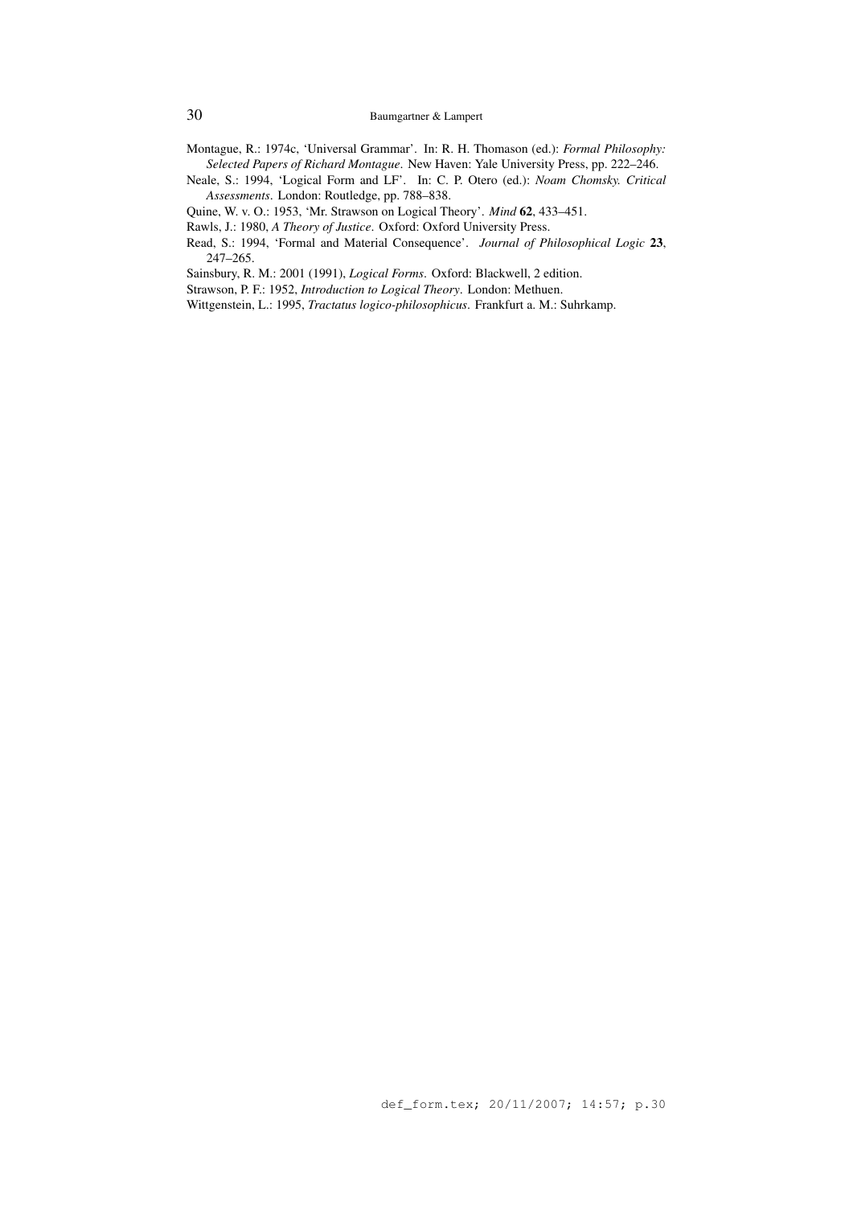Montague, R.: 1974c, 'Universal Grammar'. In: R. H. Thomason (ed.): *Formal Philosophy: Selected Papers of Richard Montague*. New Haven: Yale University Press, pp. 222–246.

Neale, S.: 1994, 'Logical Form and LF'. In: C. P. Otero (ed.): *Noam Chomsky. Critical Assessments*. London: Routledge, pp. 788–838.

Quine, W. v. O.: 1953, 'Mr. Strawson on Logical Theory'. *Mind* **62**, 433–451.

Rawls, J.: 1980, *A Theory of Justice*. Oxford: Oxford University Press.

Read, S.: 1994, 'Formal and Material Consequence'. *Journal of Philosophical Logic* **23**, 247–265.

Sainsbury, R. M.: 2001 (1991), *Logical Forms*. Oxford: Blackwell, 2 edition.

Strawson, P. F.: 1952, *Introduction to Logical Theory*. London: Methuen.

Wittgenstein, L.: 1995, *Tractatus logico-philosophicus*. Frankfurt a. M.: Suhrkamp.